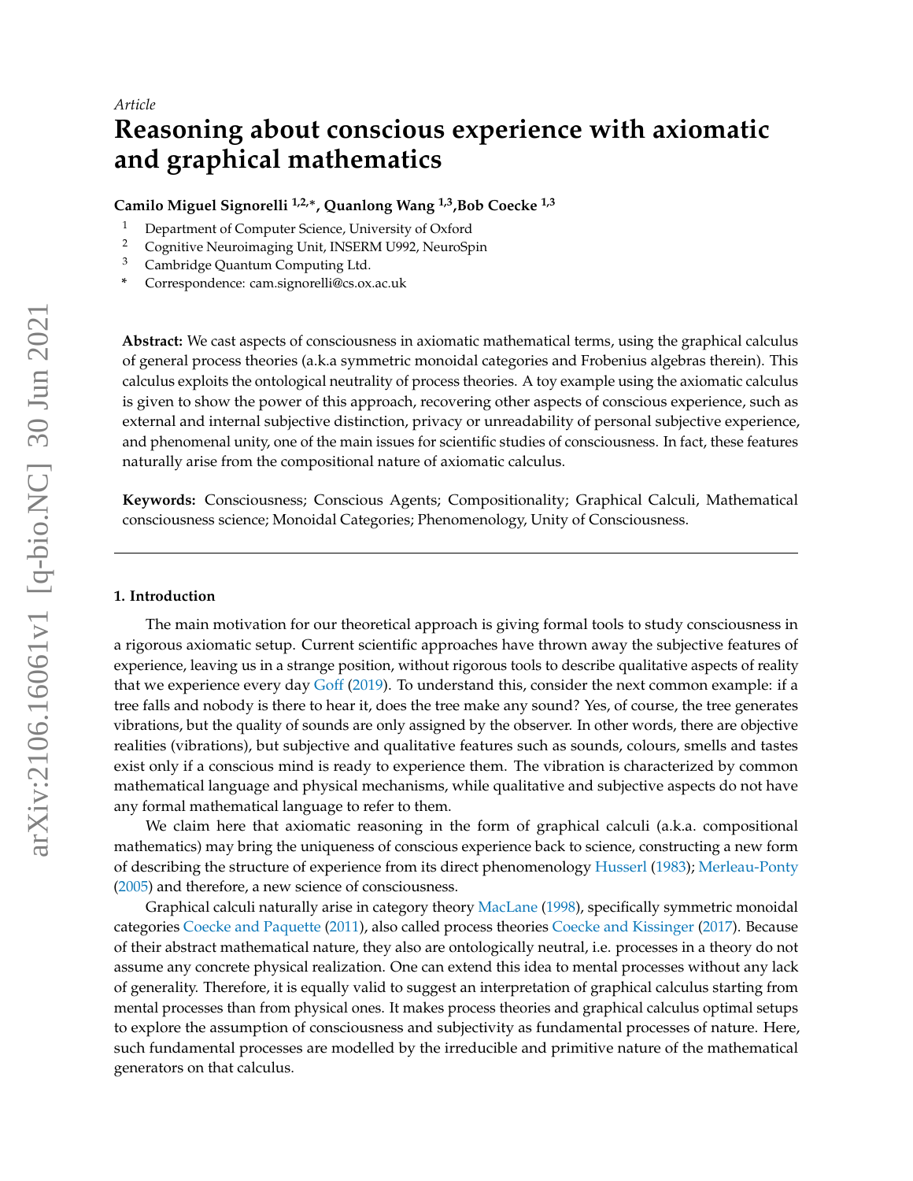*Article*

# Reasoning about conscious experience with axiomatic and graphical mathematics

**Camilo Miguel Signorelli [1,2,*], Quanlong Wang [1,3], Bob Coecke [1,3]**

[1] Department of Computer Science, University of Oxford
[2] Cognitive Neuroimaging Unit, INSERM U992, NeuroSpin
[3] Cambridge Quantum Computing Ltd.
[*] Correspondence: cam.signorelli@cs.ox.ac.uk

**Abstract:** We cast aspects of consciousness in axiomatic mathematical terms, using the graphical calculus of general process theories (a.k.a symmetric monoidal categories and Frobenius algebras therein). This calculus exploits the ontological neutrality of process theories. A toy example using the axiomatic calculus is given to show the power of this approach, recovering other aspects of conscious experience, such as external and internal subjective distinction, privacy or unreadability of personal subjective experience, and phenomenal unity, one of the main issues for scientific studies of consciousness. In fact, these features naturally arise from the compositional nature of axiomatic calculus.

**Keywords:** Consciousness; Conscious Agents; Compositionality; Graphical Calculi, Mathematical consciousness science; Monoidal Categories; Phenomenology, Unity of Consciousness.

## 1. Introduction

The main motivation for our theoretical approach is giving formal tools to study consciousness in a rigorous axiomatic setup. Current scientific approaches have thrown away the subjective features of experience, leaving us in a strange position, without rigorous tools to describe qualitative aspects of reality that we experience every day Goff (2019). To understand this, consider the next common example: if a tree falls and nobody is there to hear it, does the tree make any sound? Yes, of course, the tree generates vibrations, but the quality of sounds are only assigned by the observer. In other words, there are objective realities (vibrations), but subjective and qualitative features such as sounds, colours, smells and tastes exist only if a conscious mind is ready to experience them. The vibration is characterized by common mathematical language and physical mechanisms, while qualitative and subjective aspects do not have any formal mathematical language to refer to them.

We claim here that axiomatic reasoning in the form of graphical calculi (a.k.a. compositional mathematics) may bring the uniqueness of conscious experience back to science, constructing a new form of describing the structure of experience from its direct phenomenology Husserl (1983); Merleau-Ponty (2005) and therefore, a new science of consciousness.

Graphical calculi naturally arise in category theory MacLane (1998), specifically symmetric monoidal categories Coecke and Paquette (2011), also called process theories Coecke and Kissinger (2017). Because of their abstract mathematical nature, they also are ontologically neutral, i.e. processes in a theory do not assume any concrete physical realization. One can extend this idea to mental processes without any lack of generality. Therefore, it is equally valid to suggest an interpretation of graphical calculus starting from mental processes than from physical ones. It makes process theories and graphical calculus optimal setups to explore the assumption of consciousness and subjectivity as fundamental processes of nature. Here, such fundamental processes are modelled by the irreducible and primitive nature of the mathematical generators on that calculus.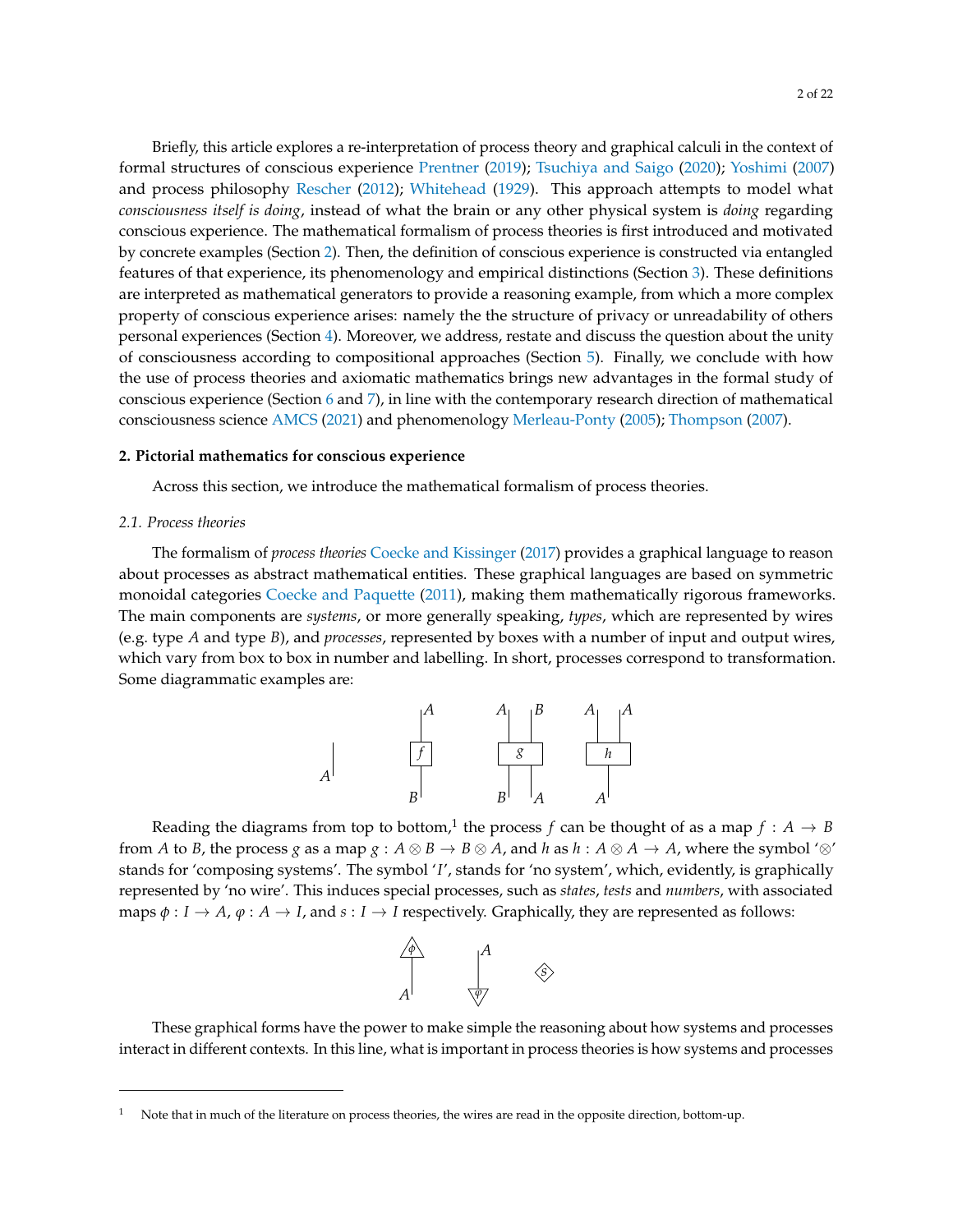Briefly, this article explores a re-interpretation of process theory and graphical calculi in the context of formal structures of conscious experience Prentner (2019); Tsuchiya and Saigo (2020); Yoshimi (2007) and process philosophy Rescher (2012); Whitehead (1929). This approach attempts to model what *consciousness itself is doing*, instead of what the brain or any other physical system is *doing* regarding conscious experience. The mathematical formalism of process theories is first introduced and motivated by concrete examples (Section 2). Then, the definition of conscious experience is constructed via entangled features of that experience, its phenomenology and empirical distinctions (Section 3). These definitions are interpreted as mathematical generators to provide a reasoning example, from which a more complex property of conscious experience arises: namely the the structure of privacy or unreadability of others personal experiences (Section 4). Moreover, we address, restate and discuss the question about the unity of consciousness according to compositional approaches (Section 5). Finally, we conclude with how the use of process theories and axiomatic mathematics brings new advantages in the formal study of conscious experience (Section 6 and 7), in line with the contemporary research direction of mathematical consciousness science AMCS (2021) and phenomenology Merleau-Ponty (2005); Thompson (2007).

## 2. Pictorial mathematics for conscious experience

Across this section, we introduce the mathematical formalism of process theories.

### 2.1. Process theories

The formalism of *process theories* Coecke and Kissinger (2017) provides a graphical language to reason about processes as abstract mathematical entities. These graphical languages are based on symmetric monoidal categories Coecke and Paquette (2011), making them mathematically rigorous frameworks. The main components are *systems*, or more generally speaking, *types*, which are represented by wires (e.g. type $A$ and type $B$), and *processes*, represented by boxes with a number of input and output wires, which vary from box to box in number and labelling. In short, processes correspond to transformation. Some diagrammatic examples are:

A

A f B

A B g B A

A A h A

Reading the diagrams from top to bottom,[1] the process $f$ can be thought of as a map $f : A \to B$ from $A$ to $B$, the process $g$ as a map $g : A \otimes B \to B \otimes A$, and $h$ as $h : A \otimes A \to A$, where the symbol '$\otimes$' stands for 'composing systems'. The symbol '$I$', stands for 'no system', which, evidently, is graphically represented by 'no wire'. This induces special processes, such as *states*, *tests* and *numbers*, with associated maps $\phi : I \to A$, $\varphi : A \to I$, and $s : I \to I$ respectively. Graphically, they are represented as follows:

$\phi$ A

A $\varphi$

$s$

These graphical forms have the power to make simple the reasoning about how systems and processes interact in different contexts. In this line, what is important in process theories is how systems and processes

[1] Note that in much of the literature on process theories, the wires are read in the opposite direction, bottom-up.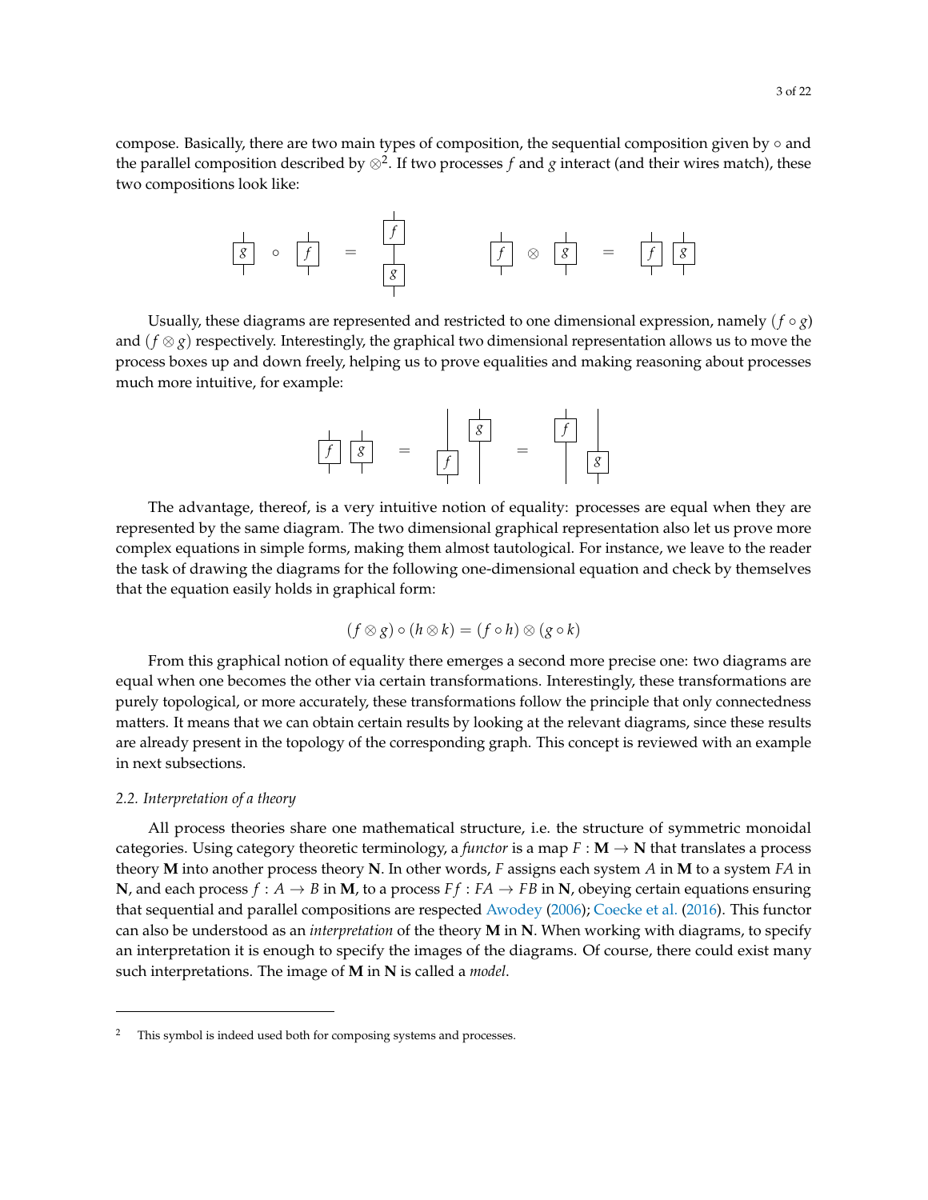compose. Basically, there are two main types of composition, the sequential composition given by $\circ$ and the parallel composition described by $\otimes$[2]. If two processes $f$ and $g$ interact (and their wires match), these two compositions look like:

Usually, these diagrams are represented and restricted to one dimensional expression, namely $(f \circ g)$ and $(f \otimes g)$ respectively. Interestingly, the graphical two dimensional representation allows us to move the process boxes up and down freely, helping us to prove equalities and making reasoning about processes much more intuitive, for example:

The advantage, thereof, is a very intuitive notion of equality: processes are equal when they are represented by the same diagram. The two dimensional graphical representation also let us prove more complex equations in simple forms, making them almost tautological. For instance, we leave to the reader the task of drawing the diagrams for the following one-dimensional equation and check by themselves that the equation easily holds in graphical form:

$$(f \otimes g) \circ (h \otimes k) = (f \circ h) \otimes (g \circ k)$$

From this graphical notion of equality there emerges a second more precise one: two diagrams are equal when one becomes the other via certain transformations. Interestingly, these transformations are purely topological, or more accurately, these transformations follow the principle that only connectedness matters. It means that we can obtain certain results by looking at the relevant diagrams, since these results are already present in the topology of the corresponding graph. This concept is reviewed with an example in next subsections.

### 2.2. Interpretation of a theory

All process theories share one mathematical structure, i.e. the structure of symmetric monoidal categories. Using category theoretic terminology, a *functor* is a map $F : \mathbf{M} \to \mathbf{N}$ that translates a process theory $\mathbf{M}$ into another process theory $\mathbf{N}$. In other words, $F$ assigns each system $A$ in $\mathbf{M}$ to a system $FA$ in $\mathbf{N}$, and each process $f : A \to B$ in $\mathbf{M}$, to a process $Ff : FA \to FB$ in $\mathbf{N}$, obeying certain equations ensuring that sequential and parallel compositions are respected Awodey (2006); Coecke et al. (2016). This functor can also be understood as an *interpretation* of the theory $\mathbf{M}$ in $\mathbf{N}$. When working with diagrams, to specify an interpretation it is enough to specify the images of the diagrams. Of course, there could exist many such interpretations. The image of $\mathbf{M}$ in $\mathbf{N}$ is called a *model*.

---

[2] This symbol is indeed used both for composing systems and processes.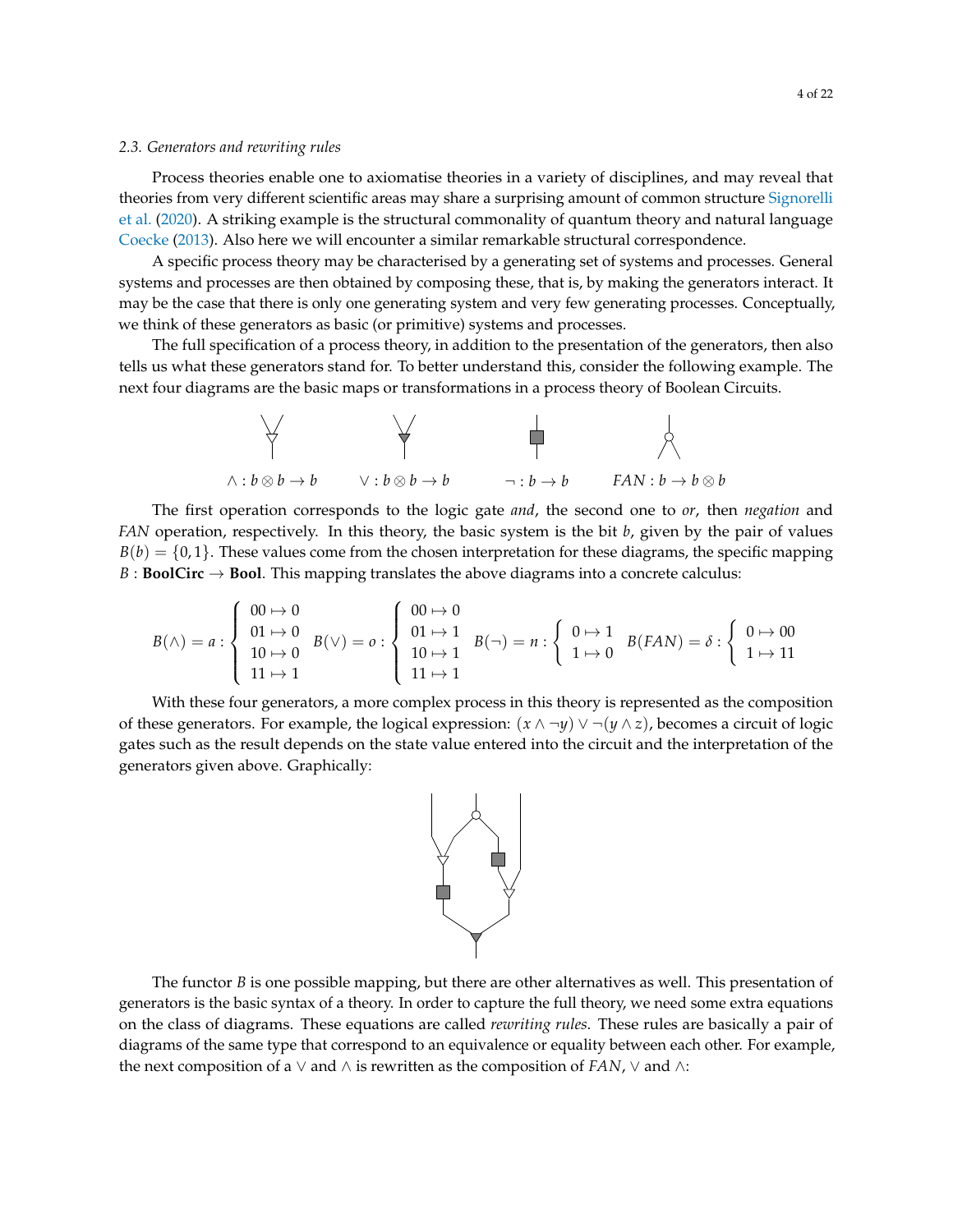### 2.3. Generators and rewriting rules

Process theories enable one to axiomatise theories in a variety of disciplines, and may reveal that theories from very different scientific areas may share a surprising amount of common structure Signorelli et al. (2020). A striking example is the structural commonality of quantum theory and natural language Coecke (2013). Also here we will encounter a similar remarkable structural correspondence.

A specific process theory may be characterised by a generating set of systems and processes. General systems and processes are then obtained by composing these, that is, by making the generators interact. It may be the case that there is only one generating system and very few generating processes. Conceptually, we think of these generators as basic (or primitive) systems and processes.

The full specification of a process theory, in addition to the presentation of the generators, then also tells us what these generators stand for. To better understand this, consider the following example. The next four diagrams are the basic maps or transformations in a process theory of Boolean Circuits.

$\wedge : b \otimes b \to b$ $\qquad \vee : b \otimes b \to b$ $\qquad \neg : b \to b$ $\qquad FAN : b \to b \otimes b$

The first operation corresponds to the logic gate *and*, the second one to *or*, then *negation* and *FAN* operation, respectively. In this theory, the basic system is the bit $b$, given by the pair of values $B(b) = \{0, 1\}$. These values come from the chosen interpretation for these diagrams, the specific mapping $B : \mathbf{BoolCirc} \to \mathbf{Bool}$. This mapping translates the above diagrams into a concrete calculus:

$$B(\wedge) = a : \begin{cases} 00 \mapsto 0 \\ 01 \mapsto 0 \\ 10 \mapsto 0 \\ 11 \mapsto 1 \end{cases} \quad B(\vee) = o : \begin{cases} 00 \mapsto 0 \\ 01 \mapsto 1 \\ 10 \mapsto 1 \\ 11 \mapsto 1 \end{cases} \quad B(\neg) = n : \begin{cases} 0 \mapsto 1 \\ 1 \mapsto 0 \end{cases} \quad B(FAN) = \delta : \begin{cases} 0 \mapsto 00 \\ 1 \mapsto 11 \end{cases}$$

With these four generators, a more complex process in this theory is represented as the composition of these generators. For example, the logical expression: $(x \wedge \neg y) \vee \neg(y \wedge z)$, becomes a circuit of logic gates such as the result depends on the state value entered into the circuit and the interpretation of the generators given above. Graphically:

The functor $B$ is one possible mapping, but there are other alternatives as well. This presentation of generators is the basic syntax of a theory. In order to capture the full theory, we need some extra equations on the class of diagrams. These equations are called *rewriting rules*. These rules are basically a pair of diagrams of the same type that correspond to an equivalence or equality between each other. For example, the next composition of a $\vee$ and $\wedge$ is rewritten as the composition of $FAN$, $\vee$ and $\wedge$: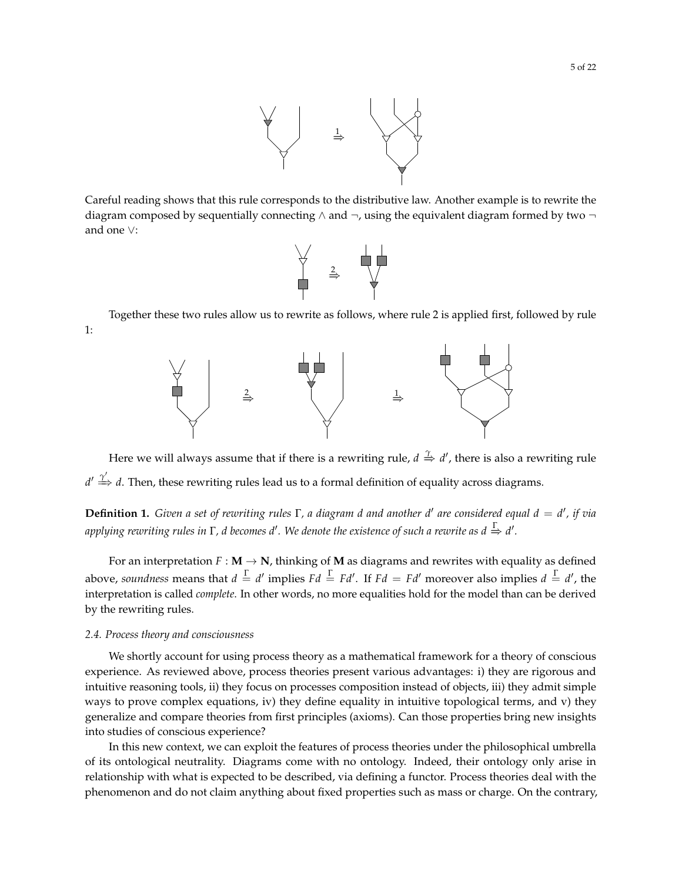Careful reading shows that this rule corresponds to the distributive law. Another example is to rewrite the diagram composed by sequentially connecting $\wedge$ and $\neg$, using the equivalent diagram formed by two $\neg$ and one $\vee$:

Together these two rules allow us to rewrite as follows, where rule 2 is applied first, followed by rule 1:

Here we will always assume that if there is a rewriting rule, $d \overset{\gamma}{\Rightarrow} d'$, there is also a rewriting rule $d' \overset{\gamma'}{\Rightarrow} d$. Then, these rewriting rules lead us to a formal definition of equality across diagrams.

**Definition 1.** *Given a set of rewriting rules $\Gamma$, a diagram $d$ and another $d'$ are considered equal $d = d'$, if via applying rewriting rules in $\Gamma$, $d$ becomes $d'$. We denote the existence of such a rewrite as $d \overset{\Gamma}{\Rightarrow} d'$.*

For an interpretation $F : \mathbf{M} \to \mathbf{N}$, thinking of $\mathbf{M}$ as diagrams and rewrites with equality as defined above, *soundness* means that $d \overset{\Gamma}{=} d'$ implies $Fd \overset{\Gamma}{=} Fd'$. If $Fd = Fd'$ moreover also implies $d \overset{\Gamma}{=} d'$, the interpretation is called *complete*. In other words, no more equalities hold for the model than can be derived by the rewriting rules.

### 2.4. Process theory and consciousness

We shortly account for using process theory as a mathematical framework for a theory of conscious experience. As reviewed above, process theories present various advantages: i) they are rigorous and intuitive reasoning tools, ii) they focus on processes composition instead of objects, iii) they admit simple ways to prove complex equations, iv) they define equality in intuitive topological terms, and v) they generalize and compare theories from first principles (axioms). Can those properties bring new insights into studies of conscious experience?

In this new context, we can exploit the features of process theories under the philosophical umbrella of its ontological neutrality. Diagrams come with no ontology. Indeed, their ontology only arise in relationship with what is expected to be described, via defining a functor. Process theories deal with the phenomenon and do not claim anything about fixed properties such as mass or charge. On the contrary,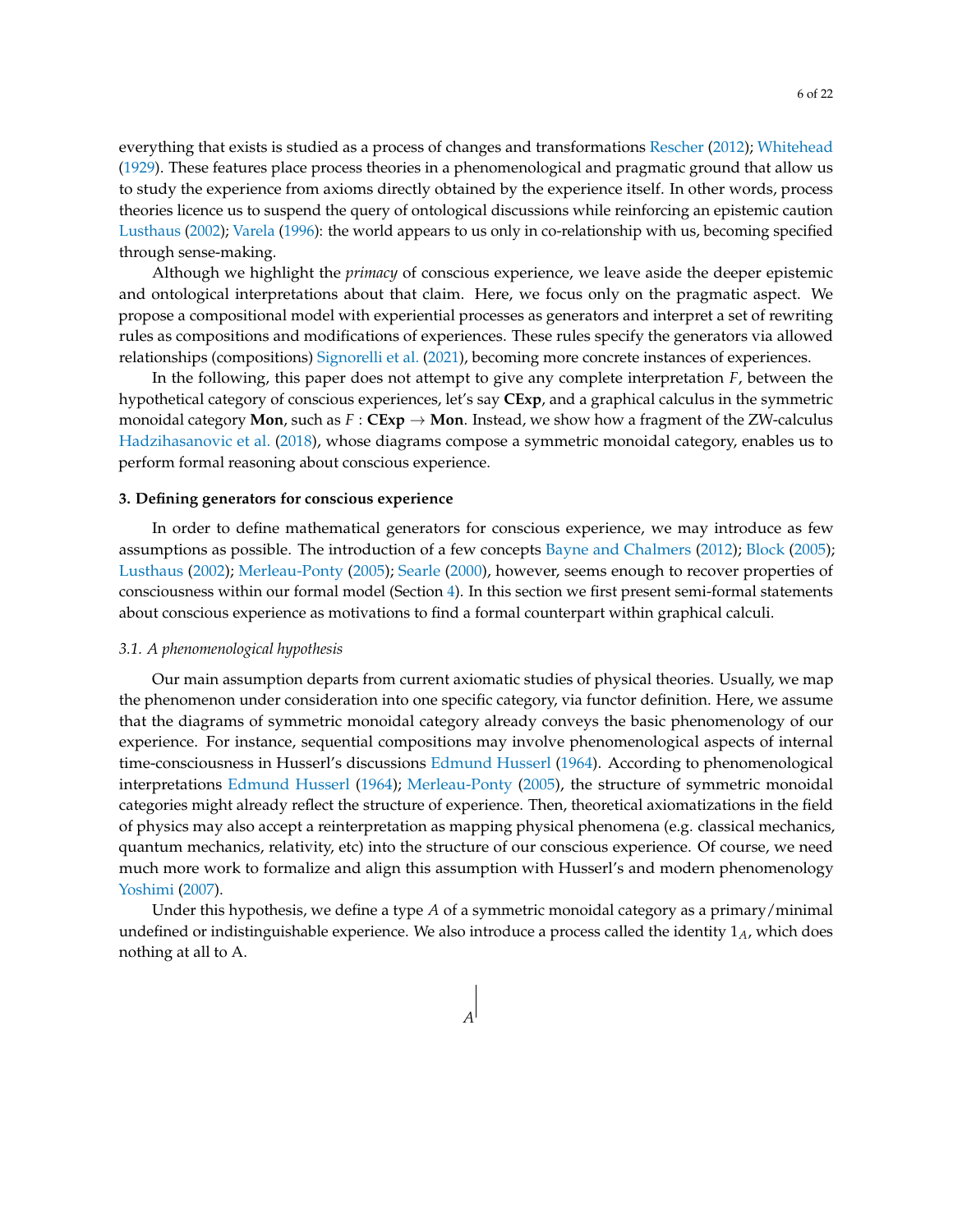everything that exists is studied as a process of changes and transformations Rescher (2012); Whitehead (1929). These features place process theories in a phenomenological and pragmatic ground that allow us to study the experience from axioms directly obtained by the experience itself. In other words, process theories licence us to suspend the query of ontological discussions while reinforcing an epistemic caution Lusthaus (2002); Varela (1996): the world appears to us only in co-relationship with us, becoming specified through sense-making.

Although we highlight the *primacy* of conscious experience, we leave aside the deeper epistemic and ontological interpretations about that claim. Here, we focus only on the pragmatic aspect. We propose a compositional model with experiential processes as generators and interpret a set of rewriting rules as compositions and modifications of experiences. These rules specify the generators via allowed relationships (compositions) Signorelli et al. (2021), becoming more concrete instances of experiences.

In the following, this paper does not attempt to give any complete interpretation $F$, between the hypothetical category of conscious experiences, let's say **CExp**, and a graphical calculus in the symmetric monoidal category **Mon**, such as $F : \textbf{CExp} \rightarrow \textbf{Mon}$. Instead, we show how a fragment of the ZW-calculus Hadzihasanovic et al. (2018), whose diagrams compose a symmetric monoidal category, enables us to perform formal reasoning about conscious experience.

## 3. Defining generators for conscious experience

In order to define mathematical generators for conscious experience, we may introduce as few assumptions as possible. The introduction of a few concepts Bayne and Chalmers (2012); Block (2005); Lusthaus (2002); Merleau-Ponty (2005); Searle (2000), however, seems enough to recover properties of consciousness within our formal model (Section 4). In this section we first present semi-formal statements about conscious experience as motivations to find a formal counterpart within graphical calculi.

### 3.1. A phenomenological hypothesis

Our main assumption departs from current axiomatic studies of physical theories. Usually, we map the phenomenon under consideration into one specific category, via functor definition. Here, we assume that the diagrams of symmetric monoidal category already conveys the basic phenomenology of our experience. For instance, sequential compositions may involve phenomenological aspects of internal time-consciousness in Husserl's discussions Edmund Husserl (1964). According to phenomenological interpretations Edmund Husserl (1964); Merleau-Ponty (2005), the structure of symmetric monoidal categories might already reflect the structure of experience. Then, theoretical axiomatizations in the field of physics may also accept a reinterpretation as mapping physical phenomena (e.g. classical mechanics, quantum mechanics, relativity, etc) into the structure of our conscious experience. Of course, we need much more work to formalize and align this assumption with Husserl's and modern phenomenology Yoshimi (2007).

Under this hypothesis, we define a type $A$ of a symmetric monoidal category as a primary/minimal undefined or indistinguishable experience. We also introduce a process called the identity $1_A$, which does nothing at all to A.

$A$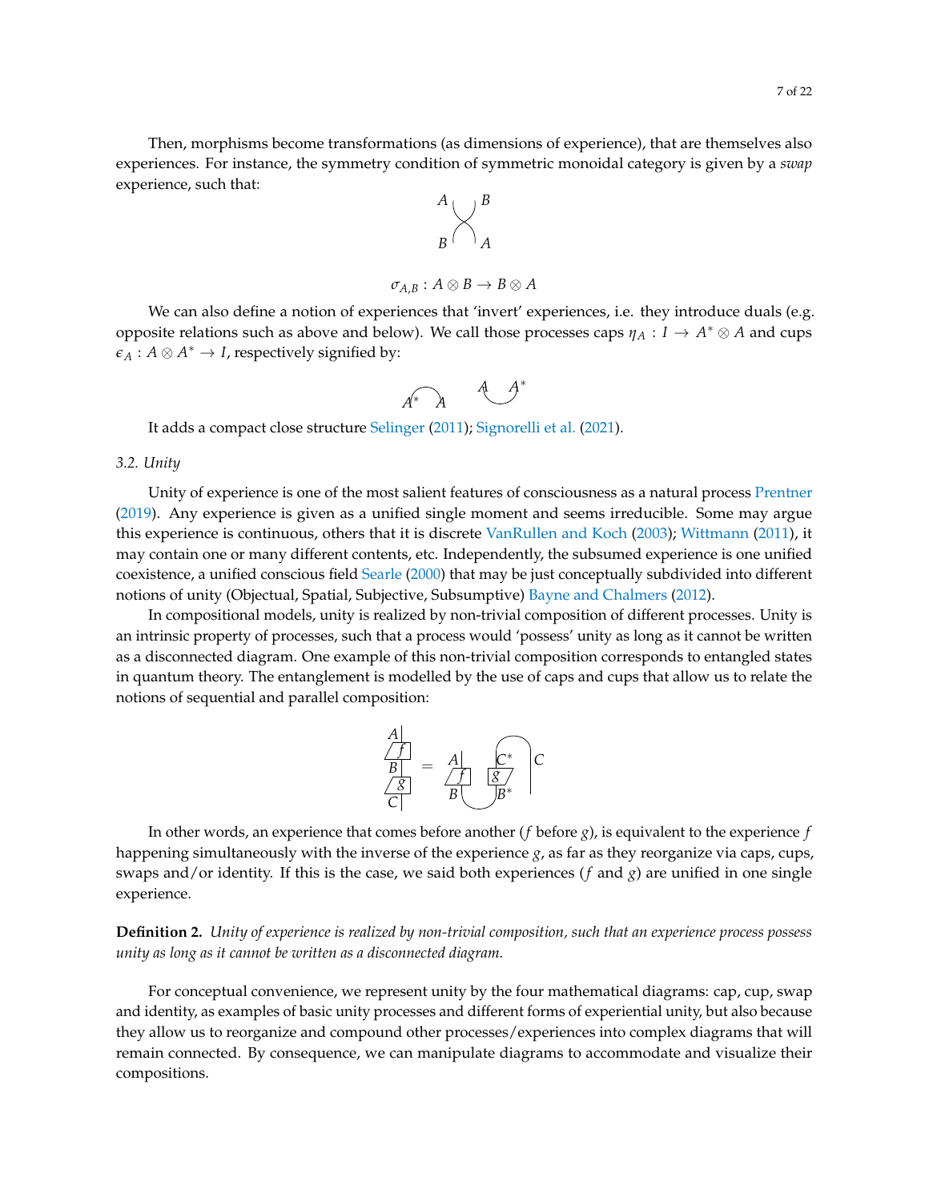Then, morphisms become transformations (as dimensions of experience), that are themselves also experiences. For instance, the symmetry condition of symmetric monoidal category is given by a *swap* experience, such that:

$$\sigma_{A,B} : A \otimes B \to B \otimes A$$

We can also define a notion of experiences that 'invert' experiences, i.e. they introduce duals (e.g. opposite relations such as above and below). We call those processes caps $\eta_A : I \to A^* \otimes A$ and cups $\epsilon_A : A \otimes A^* \to I$, respectively signified by:

It adds a compact close structure Selinger (2011); Signorelli et al. (2021).

### 3.2. Unity

Unity of experience is one of the most salient features of consciousness as a natural process Prentner (2019). Any experience is given as a unified single moment and seems irreducible. Some may argue this experience is continuous, others that it is discrete VanRullen and Koch (2003); Wittmann (2011), it may contain one or many different contents, etc. Independently, the subsumed experience is one unified coexistence, a unified conscious field Searle (2000) that may be just conceptually subdivided into different notions of unity (Objectual, Spatial, Subjective, Subsumptive) Bayne and Chalmers (2012).

In compositional models, unity is realized by non-trivial composition of different processes. Unity is an intrinsic property of processes, such that a process would 'possess' unity as long as it cannot be written as a disconnected diagram. One example of this non-trivial composition corresponds to entangled states in quantum theory. The entanglement is modelled by the use of caps and cups that allow us to relate the notions of sequential and parallel composition:

In other words, an experience that comes before another ($f$ before $g$), is equivalent to the experience $f$ happening simultaneously with the inverse of the experience $g$, as far as they reorganize via caps, cups, swaps and/or identity. If this is the case, we said both experiences ($f$ and $g$) are unified in one single experience.

**Definition 2.** *Unity of experience is realized by non-trivial composition, such that an experience process possess unity as long as it cannot be written as a disconnected diagram.*

For conceptual convenience, we represent unity by the four mathematical diagrams: cap, cup, swap and identity, as examples of basic unity processes and different forms of experiential unity, but also because they allow us to reorganize and compound other processes/experiences into complex diagrams that will remain connected. By consequence, we can manipulate diagrams to accommodate and visualize their compositions.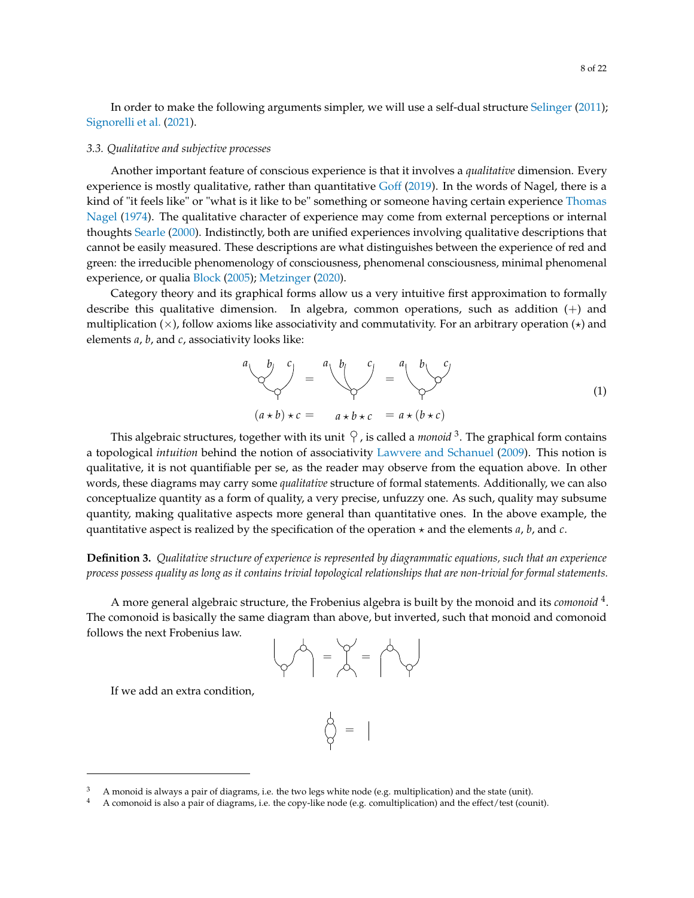In order to make the following arguments simpler, we will use a self-dual structure Selinger (2011); Signorelli et al. (2021).

### 3.3. Qualitative and subjective processes

Another important feature of conscious experience is that it involves a *qualitative* dimension. Every experience is mostly qualitative, rather than quantitative Goff (2019). In the words of Nagel, there is a kind of "it feels like" or "what is it like to be" something or someone having certain experience Thomas Nagel (1974). The qualitative character of experience may come from external perceptions or internal thoughts Searle (2000). Indistinctly, both are unified experiences involving qualitative descriptions that cannot be easily measured. These descriptions are what distinguishes between the experience of red and green: the irreducible phenomenology of consciousness, phenomenal consciousness, minimal phenomenal experience, or qualia Block (2005); Metzinger (2020).

Category theory and its graphical forms allow us a very intuitive first approximation to formally describe this qualitative dimension. In algebra, common operations, such as addition $(+)$ and multiplication $(\times)$, follow axioms like associativity and commutativity. For an arbitrary operation $(\star)$ and elements $a$, $b$, and $c$, associativity looks like:

$$(a \star b) \star c = \quad a \star b \star c \quad = a \star (b \star c) \tag{1}$$

This algebraic structures, together with its unit, is called a *monoid* [3]. The graphical form contains a topological *intuition* behind the notion of associativity Lawvere and Schanuel (2009). This notion is qualitative, it is not quantifiable per se, as the reader may observe from the equation above. In other words, these diagrams may carry some *qualitative* structure of formal statements. Additionally, we can also conceptualize quantity as a form of quality, a very precise, unfuzzy one. As such, quality may subsume quantity, making qualitative aspects more general than quantitative ones. In the above example, the quantitative aspect is realized by the specification of the operation $\star$ and the elements $a$, $b$, and $c$.

**Definition 3.** *Qualitative structure of experience is represented by diagrammatic equations, such that an experience process possess quality as long as it contains trivial topological relationships that are non-trivial for formal statements.*

A more general algebraic structure, the Frobenius algebra is built by the monoid and its *comonoid* [4]. The comonoid is basically the same diagram than above, but inverted, such that monoid and comonoid follows the next Frobenius law.

If we add an extra condition,

---

[3] A monoid is always a pair of diagrams, i.e. the two legs white node (e.g. multiplication) and the state (unit).

[4] A comonoid is also a pair of diagrams, i.e. the copy-like node (e.g. comultiplication) and the effect/test (counit).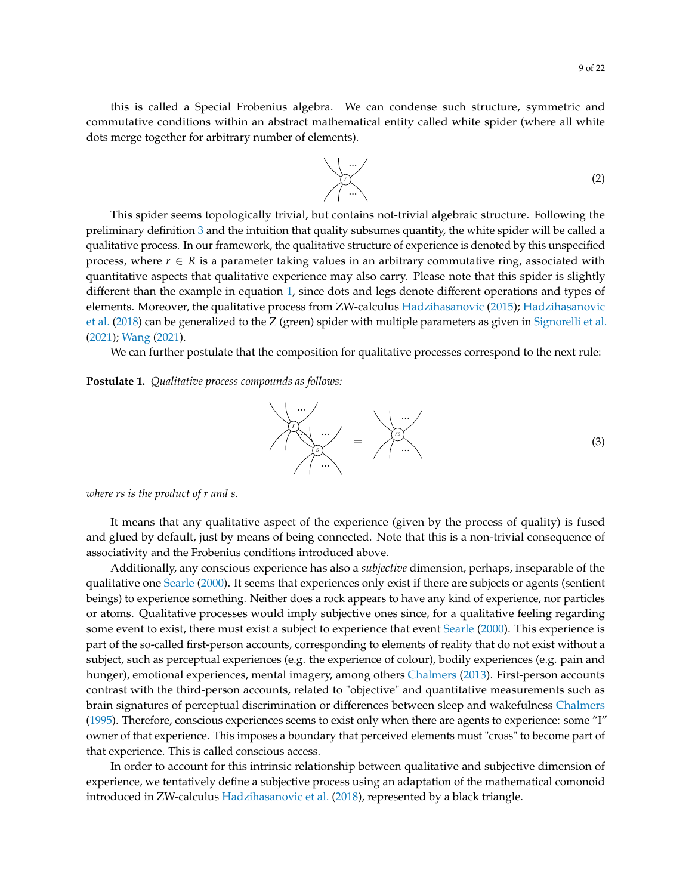this is called a Special Frobenius algebra. We can condense such structure, symmetric and commutative conditions within an abstract mathematical entity called white spider (where all white dots merge together for arbitrary number of elements).

(2)

This spider seems topologically trivial, but contains not-trivial algebraic structure. Following the preliminary definition 3 and the intuition that quality subsumes quantity, the white spider will be called a qualitative process. In our framework, the qualitative structure of experience is denoted by this unspecified process, where $r \in R$ is a parameter taking values in an arbitrary commutative ring, associated with quantitative aspects that qualitative experience may also carry. Please note that this spider is slightly different than the example in equation 1, since dots and legs denote different operations and types of elements. Moreover, the qualitative process from ZW-calculus Hadzihasanovic (2015); Hadzihasanovic et al. (2018) can be generalized to the Z (green) spider with multiple parameters as given in Signorelli et al. (2021); Wang (2021).

We can further postulate that the composition for qualitative processes correspond to the next rule:

**Postulate 1.** *Qualitative process compounds as follows:*

(3)

*where rs is the product of r and s.*

It means that any qualitative aspect of the experience (given by the process of quality) is fused and glued by default, just by means of being connected. Note that this is a non-trivial consequence of associativity and the Frobenius conditions introduced above.

Additionally, any conscious experience has also a *subjective* dimension, perhaps, inseparable of the qualitative one Searle (2000). It seems that experiences only exist if there are subjects or agents (sentient beings) to experience something. Neither does a rock appears to have any kind of experience, nor particles or atoms. Qualitative processes would imply subjective ones since, for a qualitative feeling regarding some event to exist, there must exist a subject to experience that event Searle (2000). This experience is part of the so-called first-person accounts, corresponding to elements of reality that do not exist without a subject, such as perceptual experiences (e.g. the experience of colour), bodily experiences (e.g. pain and hunger), emotional experiences, mental imagery, among others Chalmers (2013). First-person accounts contrast with the third-person accounts, related to "objective" and quantitative measurements such as brain signatures of perceptual discrimination or differences between sleep and wakefulness Chalmers (1995). Therefore, conscious experiences seems to exist only when there are agents to experience: some "I" owner of that experience. This imposes a boundary that perceived elements must "cross" to become part of that experience. This is called conscious access.

In order to account for this intrinsic relationship between qualitative and subjective dimension of experience, we tentatively define a subjective process using an adaptation of the mathematical comonoid introduced in ZW-calculus Hadzihasanovic et al. (2018), represented by a black triangle.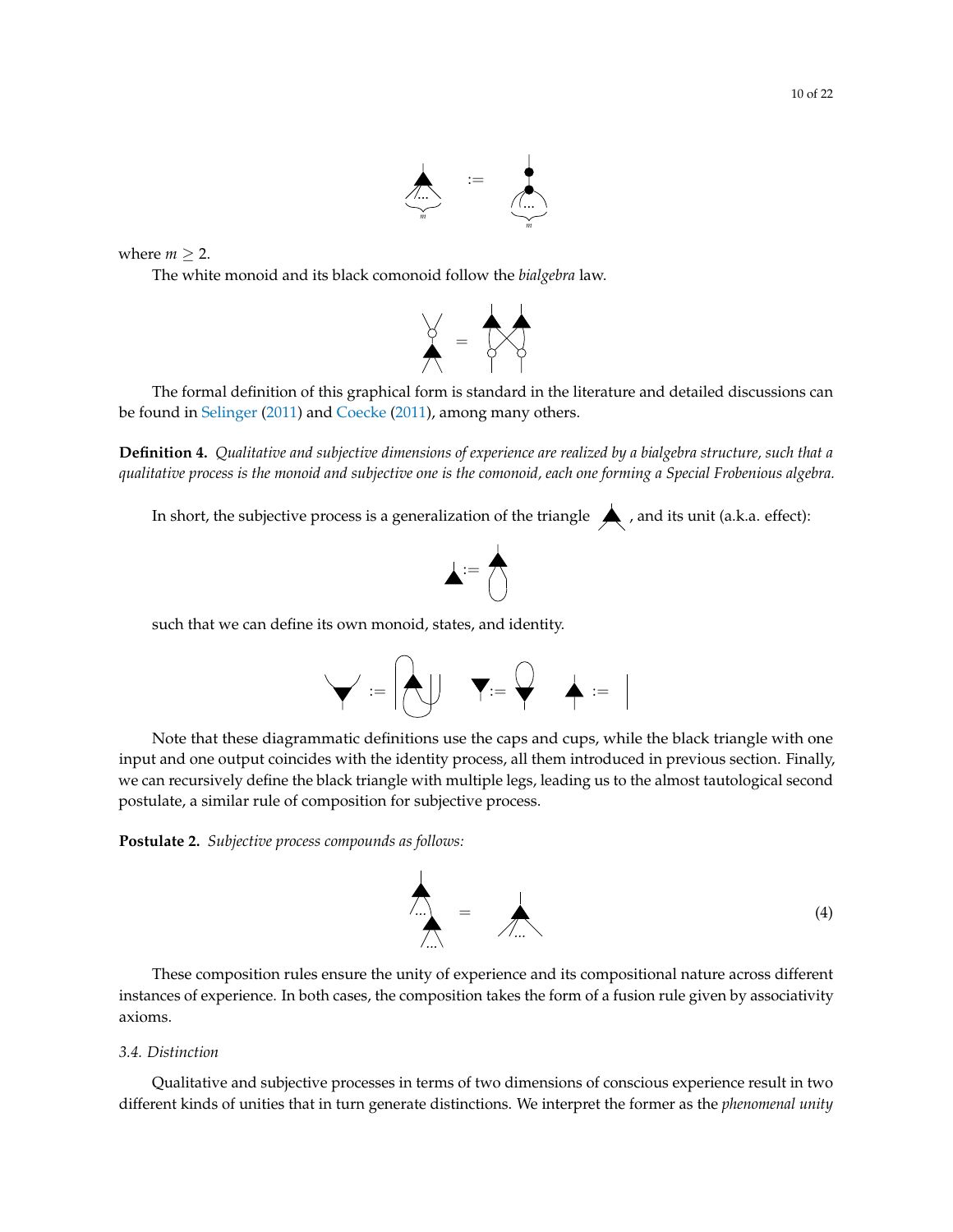where $m \geq 2$.

The white monoid and its black comonoid follow the *bialgebra* law.

The formal definition of this graphical form is standard in the literature and detailed discussions can be found in Selinger (2011) and Coecke (2011), among many others.

**Definition 4.** *Qualitative and subjective dimensions of experience are realized by a bialgebra structure, such that a qualitative process is the monoid and subjective one is the comonoid, each one forming a Special Frobenius algebra.*

In short, the subjective process is a generalization of the triangle, and its unit (a.k.a. effect):

such that we can define its own monoid, states, and identity.

Note that these diagrammatic definitions use the caps and cups, while the black triangle with one input and one output coincides with the identity process, all them introduced in previous section. Finally, we can recursively define the black triangle with multiple legs, leading us to the almost tautological second postulate, a similar rule of composition for subjective process.

**Postulate 2.** *Subjective process compounds as follows:*

(4)

These composition rules ensure the unity of experience and its compositional nature across different instances of experience. In both cases, the composition takes the form of a fusion rule given by associativity axioms.

### 3.4. Distinction

Qualitative and subjective processes in terms of two dimensions of conscious experience result in two different kinds of unities that in turn generate distinctions. We interpret the former as the *phenomenal unity*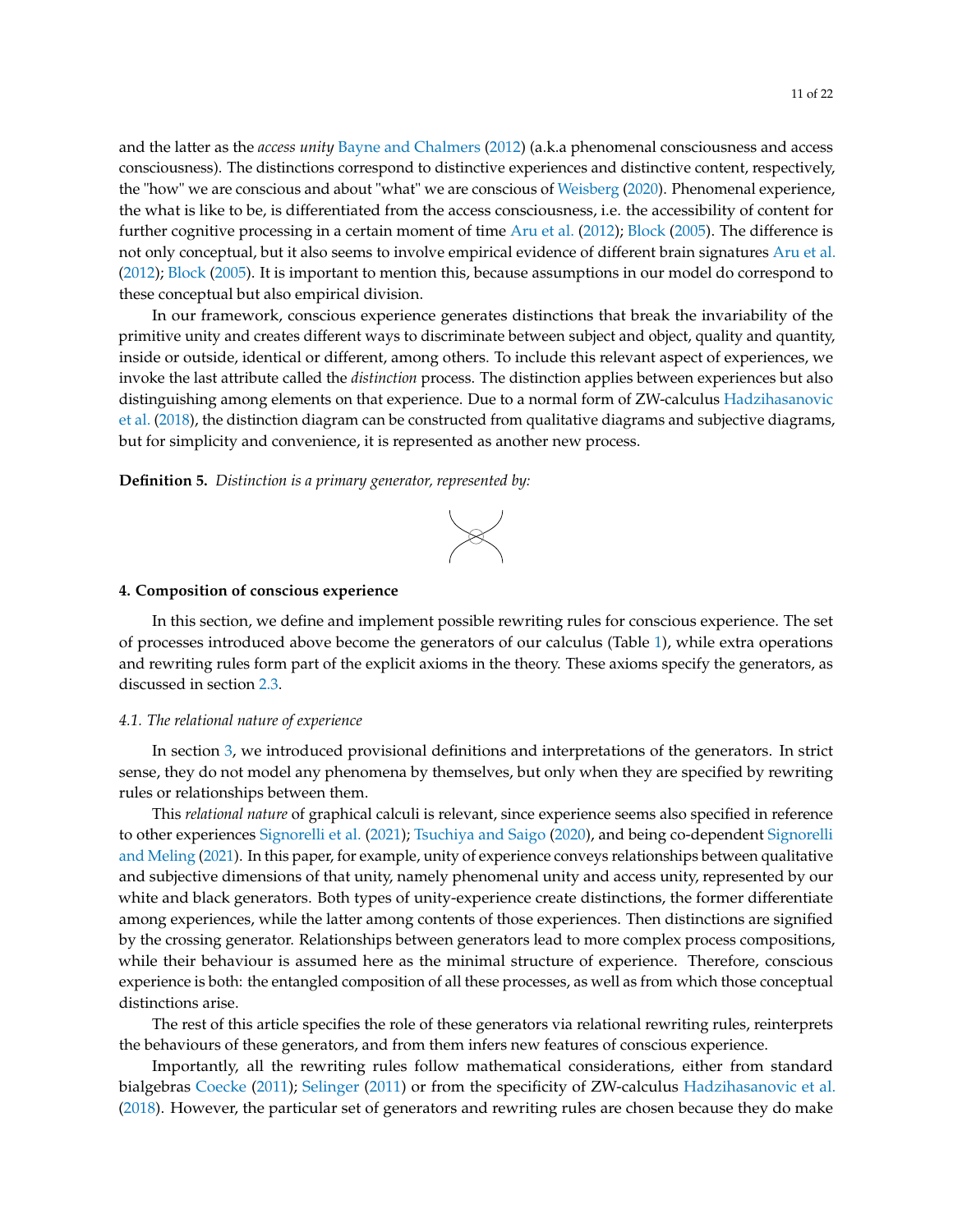and the latter as the *access unity* Bayne and Chalmers (2012) (a.k.a phenomenal consciousness and access consciousness). The distinctions correspond to distinctive experiences and distinctive content, respectively, the "how" we are conscious and about "what" we are conscious of Weisberg (2020). Phenomenal experience, the what is like to be, is differentiated from the access consciousness, i.e. the accessibility of content for further cognitive processing in a certain moment of time Aru et al. (2012); Block (2005). The difference is not only conceptual, but it also seems to involve empirical evidence of different brain signatures Aru et al. (2012); Block (2005). It is important to mention this, because assumptions in our model do correspond to these conceptual but also empirical division.

In our framework, conscious experience generates distinctions that break the invariability of the primitive unity and creates different ways to discriminate between subject and object, quality and quantity, inside or outside, identical or different, among others. To include this relevant aspect of experiences, we invoke the last attribute called the *distinction* process. The distinction applies between experiences but also distinguishing among elements on that experience. Due to a normal form of ZW-calculus Hadzihasanovic et al. (2018), the distinction diagram can be constructed from qualitative diagrams and subjective diagrams, but for simplicity and convenience, it is represented as another new process.

**Definition 5.** *Distinction is a primary generator, represented by:*

## 4. Composition of conscious experience

In this section, we define and implement possible rewriting rules for conscious experience. The set of processes introduced above become the generators of our calculus (Table 1), while extra operations and rewriting rules form part of the explicit axioms in the theory. These axioms specify the generators, as discussed in section 2.3.

### *4.1. The relational nature of experience*

In section 3, we introduced provisional definitions and interpretations of the generators. In strict sense, they do not model any phenomena by themselves, but only when they are specified by rewriting rules or relationships between them.

This *relational nature* of graphical calculi is relevant, since experience seems also specified in reference to other experiences Signorelli et al. (2021); Tsuchiya and Saigo (2020), and being co-dependent Signorelli and Meling (2021). In this paper, for example, unity of experience conveys relationships between qualitative and subjective dimensions of that unity, namely phenomenal unity and access unity, represented by our white and black generators. Both types of unity-experience create distinctions, the former differentiate among experiences, while the latter among contents of those experiences. Then distinctions are signified by the crossing generator. Relationships between generators lead to more complex process compositions, while their behaviour is assumed here as the minimal structure of experience. Therefore, conscious experience is both: the entangled composition of all these processes, as well as from which those conceptual distinctions arise.

The rest of this article specifies the role of these generators via relational rewriting rules, reinterprets the behaviours of these generators, and from them infers new features of conscious experience.

Importantly, all the rewriting rules follow mathematical considerations, either from standard bialgebras Coecke (2011); Selinger (2011) or from the specificity of ZW-calculus Hadzihasanovic et al. (2018). However, the particular set of generators and rewriting rules are chosen because they do make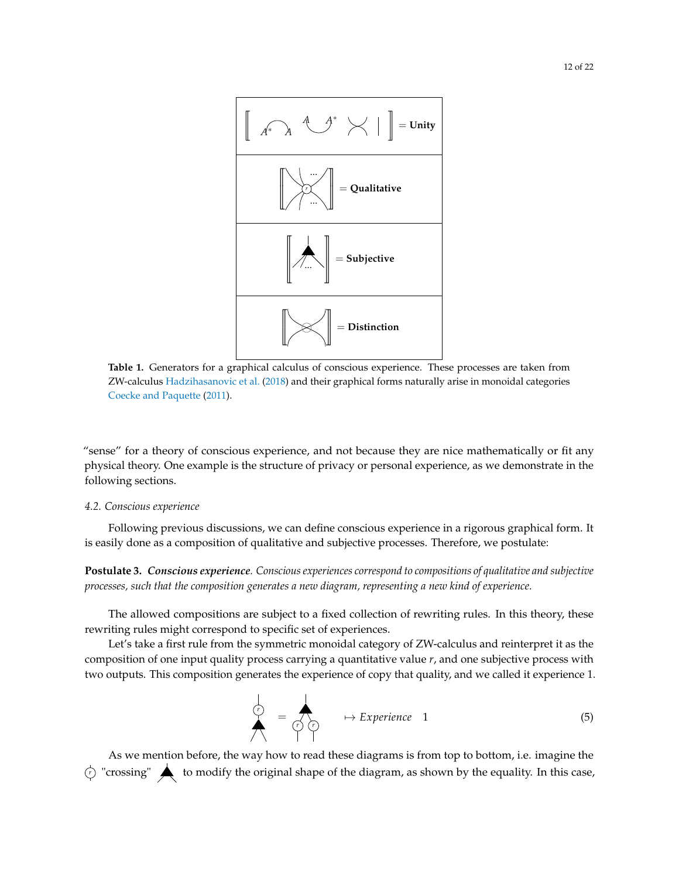| | |
|---|---|
| $[\![ \ldots ]\!]$ | = **Unity** |
| $[\![ \ldots ]\!]$ | = **Qualitative** |
| $[\![ \ldots ]\!]$ | = **Subjective** |
| $[\![ \ldots ]\!]$ | = **Distinction** |

**Table 1.** Generators for a graphical calculus of conscious experience. These processes are taken from ZW-calculus Hadzihasanovic et al. (2018) and their graphical forms naturally arise in monoidal categories Coecke and Paquette (2011).

"sense" for a theory of conscious experience, and not because they are nice mathematically or fit any physical theory. One example is the structure of privacy or personal experience, as we demonstrate in the following sections.

### 4.2. Conscious experience

Following previous discussions, we can define conscious experience in a rigorous graphical form. It is easily done as a composition of qualitative and subjective processes. Therefore, we postulate:

**Postulate 3.** ***Conscious experience***. *Conscious experiences correspond to compositions of qualitative and subjective processes, such that the composition generates a new diagram, representing a new kind of experience.*

The allowed compositions are subject to a fixed collection of rewriting rules. In this theory, these rewriting rules might correspond to specific set of experiences.

Let's take a first rule from the symmetric monoidal category of ZW-calculus and reinterpret it as the composition of one input quality process carrying a quantitative value $r$, and one subjective process with two outputs. This composition generates the experience of copy that quality, and we called it experience 1.

$$= \qquad \mapsto \textit{Experience} \quad 1 \tag{5}$$

As we mention before, the way how to read these diagrams is from top to bottom, i.e. imagine the "crossing" to modify the original shape of the diagram, as shown by the equality. In this case,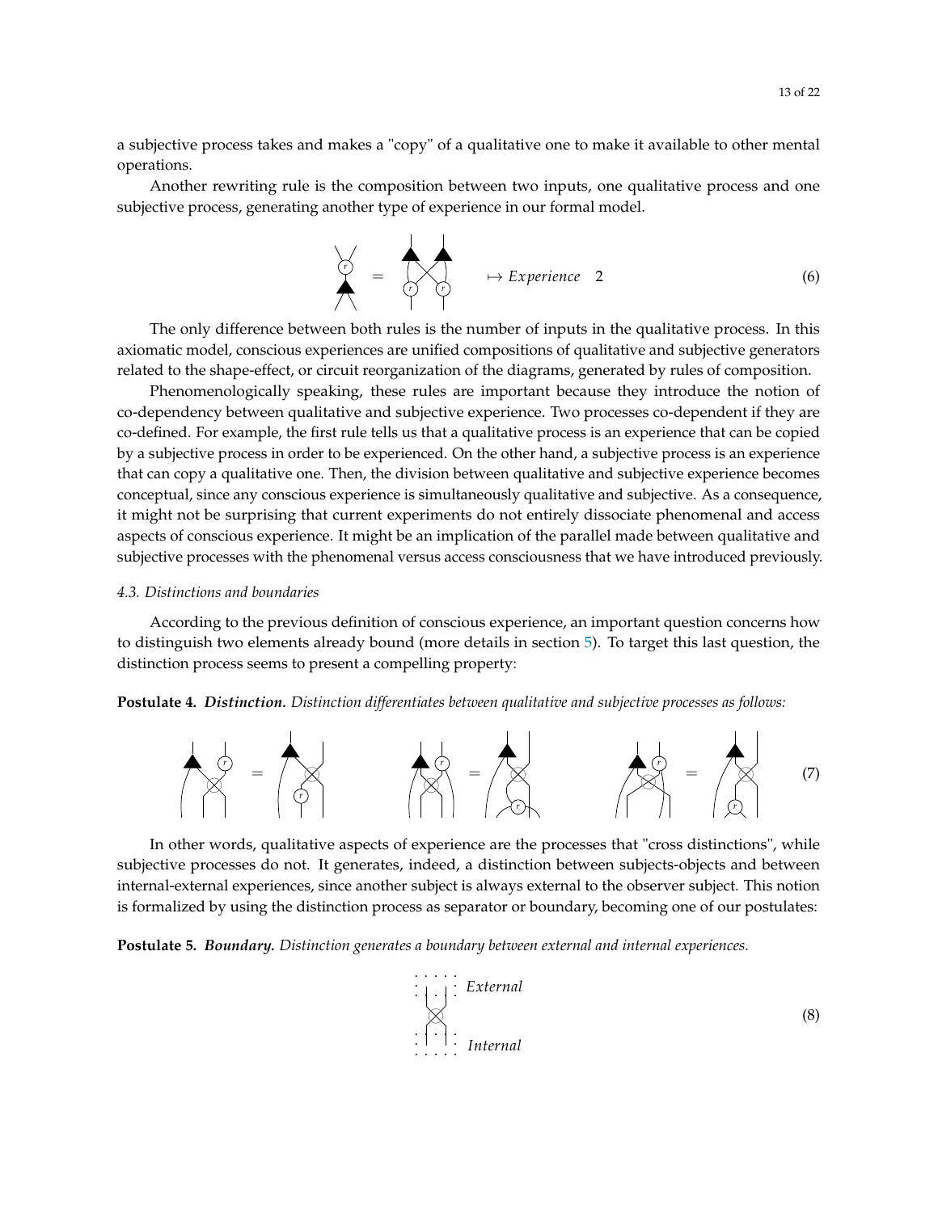a subjective process takes and makes a "copy" of a qualitative one to make it available to other mental operations.

Another rewriting rule is the composition between two inputs, one qualitative process and one subjective process, generating another type of experience in our formal model.

$$\mapsto Experience \quad 2 \tag{6}$$

The only difference between both rules is the number of inputs in the qualitative process. In this axiomatic model, conscious experiences are unified compositions of qualitative and subjective generators related to the shape-effect, or circuit reorganization of the diagrams, generated by rules of composition.

Phenomenologically speaking, these rules are important because they introduce the notion of co-dependency between qualitative and subjective experience. Two processes co-dependent if they are co-defined. For example, the first rule tells us that a qualitative process is an experience that can be copied by a subjective process in order to be experienced. On the other hand, a subjective process is an experience that can copy a qualitative one. Then, the division between qualitative and subjective experience becomes conceptual, since any conscious experience is simultaneously qualitative and subjective. As a consequence, it might not be surprising that current experiments do not entirely dissociate phenomenal and access aspects of conscious experience. It might be an implication of the parallel made between qualitative and subjective processes with the phenomenal versus access consciousness that we have introduced previously.

### 4.3. Distinctions and boundaries

According to the previous definition of conscious experience, an important question concerns how to distinguish two elements already bound (more details in section 5). To target this last question, the distinction process seems to present a compelling property:

**Postulate 4.** ***Distinction.*** *Distinction differentiates between qualitative and subjective processes as follows:*

$$\tag{7}$$

In other words, qualitative aspects of experience are the processes that "cross distinctions", while subjective processes do not. It generates, indeed, a distinction between subjects-objects and between internal-external experiences, since another subject is always external to the observer subject. This notion is formalized by using the distinction process as separator or boundary, becoming one of our postulates:

**Postulate 5.** ***Boundary.*** *Distinction generates a boundary between external and internal experiences.*

External

Internal (8)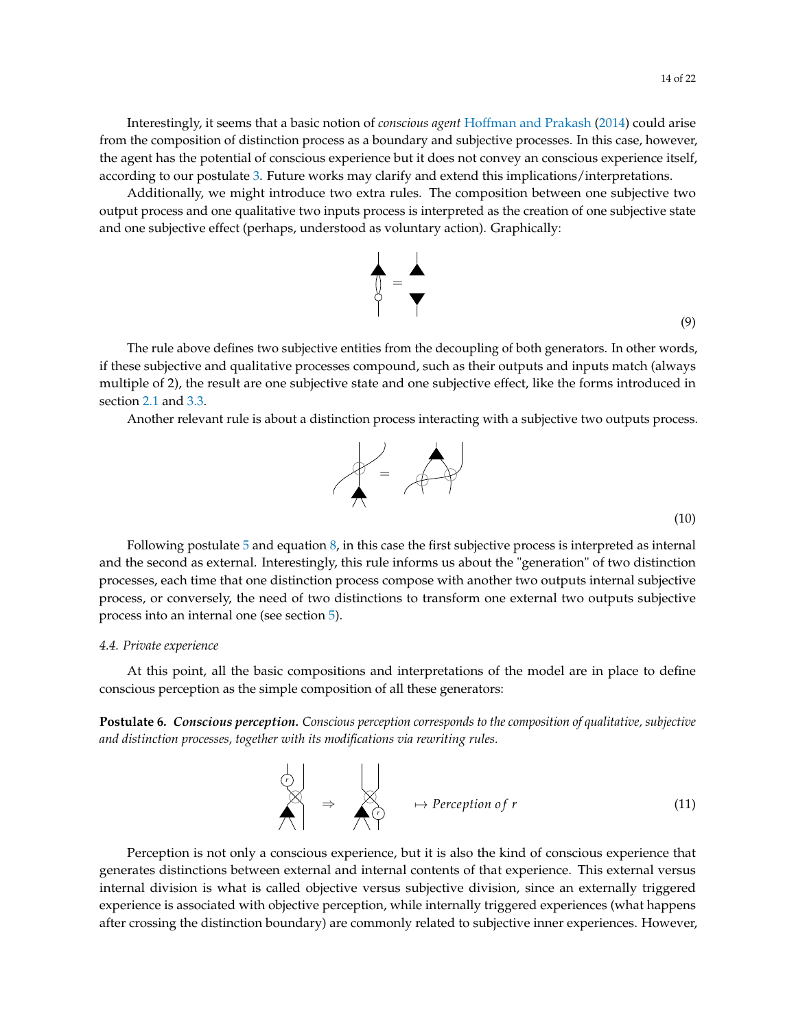Interestingly, it seems that a basic notion of *conscious agent* Hoffman and Prakash (2014) could arise from the composition of distinction process as a boundary and subjective processes. In this case, however, the agent has the potential of conscious experience but it does not convey an conscious experience itself, according to our postulate 3. Future works may clarify and extend this implications/interpretations.

Additionally, we might introduce two extra rules. The composition between one subjective two output process and one qualitative two inputs process is interpreted as the creation of one subjective state and one subjective effect (perhaps, understood as voluntary action). Graphically:

(9)

The rule above defines two subjective entities from the decoupling of both generators. In other words, if these subjective and qualitative processes compound, such as their outputs and inputs match (always multiple of 2), the result are one subjective state and one subjective effect, like the forms introduced in section 2.1 and 3.3.

Another relevant rule is about a distinction process interacting with a subjective two outputs process.

(10)

Following postulate 5 and equation 8, in this case the first subjective process is interpreted as internal and the second as external. Interestingly, this rule informs us about the "generation" of two distinction processes, each time that one distinction process compose with another two outputs internal subjective process, or conversely, the need of two distinctions to transform one external two outputs subjective process into an internal one (see section 5).

*4.4. Private experience*

At this point, all the basic compositions and interpretations of the model are in place to define conscious perception as the simple composition of all these generators:

**Postulate 6.** ***Conscious perception.*** *Conscious perception corresponds to the composition of qualitative, subjective and distinction processes, together with its modifications via rewriting rules.*

$$\Rightarrow \quad \mapsto \textit{Perception of } r \tag{11}$$

Perception is not only a conscious experience, but it is also the kind of conscious experience that generates distinctions between external and internal contents of that experience. This external versus internal division is what is called objective versus subjective division, since an externally triggered experience is associated with objective perception, while internally triggered experiences (what happens after crossing the distinction boundary) are commonly related to subjective inner experiences. However,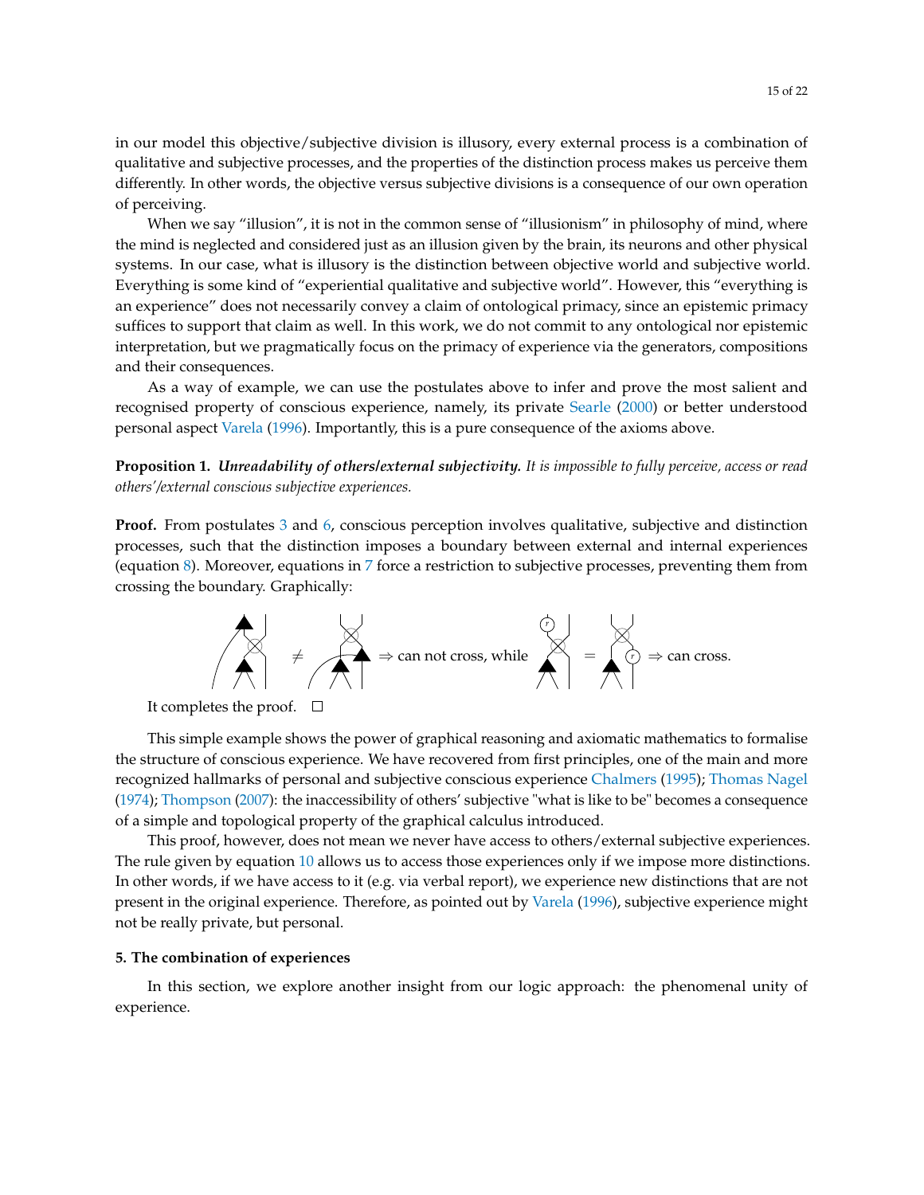in our model this objective/subjective division is illusory, every external process is a combination of qualitative and subjective processes, and the properties of the distinction process makes us perceive them differently. In other words, the objective versus subjective divisions is a consequence of our own operation of perceiving.

When we say "illusion", it is not in the common sense of "illusionism" in philosophy of mind, where the mind is neglected and considered just as an illusion given by the brain, its neurons and other physical systems. In our case, what is illusory is the distinction between objective world and subjective world. Everything is some kind of "experiential qualitative and subjective world". However, this "everything is an experience" does not necessarily convey a claim of ontological primacy, since an epistemic primacy suffices to support that claim as well. In this work, we do not commit to any ontological nor epistemic interpretation, but we pragmatically focus on the primacy of experience via the generators, compositions and their consequences.

As a way of example, we can use the postulates above to infer and prove the most salient and recognised property of conscious experience, namely, its private Searle (2000) or better understood personal aspect Varela (1996). Importantly, this is a pure consequence of the axioms above.

**Proposition 1.** ***Unreadability of others/external subjectivity.*** *It is impossible to fully perceive, access or read others'/external conscious subjective experiences.*

**Proof.** From postulates 3 and 6, conscious perception involves qualitative, subjective and distinction processes, such that the distinction imposes a boundary between external and internal experiences (equation 8). Moreover, equations in 7 force a restriction to subjective processes, preventing them from crossing the boundary. Graphically:

$\neq$ ⇒ can not cross, while $=$ ⇒ can cross.

It completes the proof. □

This simple example shows the power of graphical reasoning and axiomatic mathematics to formalise the structure of conscious experience. We have recovered from first principles, one of the main and more recognized hallmarks of personal and subjective conscious experience Chalmers (1995); Thomas Nagel (1974); Thompson (2007): the inaccessibility of others' subjective "what is like to be" becomes a consequence of a simple and topological property of the graphical calculus introduced.

This proof, however, does not mean we never have access to others/external subjective experiences. The rule given by equation 10 allows us to access those experiences only if we impose more distinctions. In other words, if we have access to it (e.g. via verbal report), we experience new distinctions that are not present in the original experience. Therefore, as pointed out by Varela (1996), subjective experience might not be really private, but personal.

### 5. The combination of experiences

In this section, we explore another insight from our logic approach: the phenomenal unity of experience.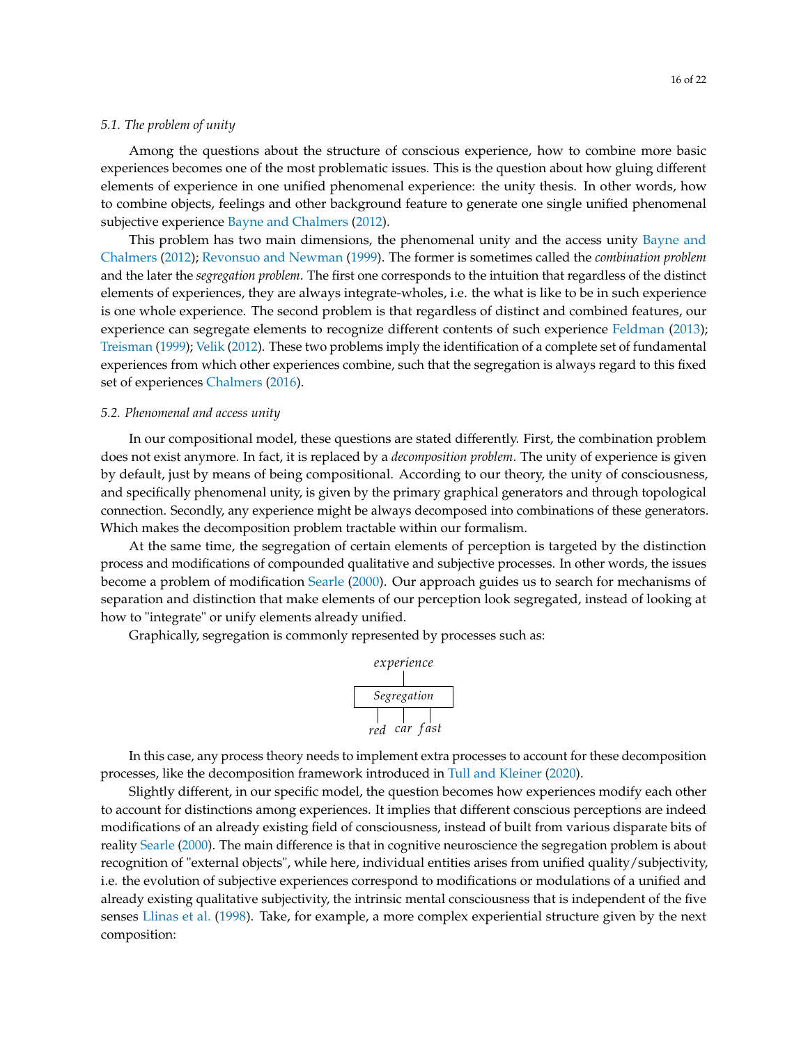### 5.1. The problem of unity

Among the questions about the structure of conscious experience, how to combine more basic experiences becomes one of the most problematic issues. This is the question about how gluing different elements of experience in one unified phenomenal experience: the unity thesis. In other words, how to combine objects, feelings and other background feature to generate one single unified phenomenal subjective experience Bayne and Chalmers (2012).

This problem has two main dimensions, the phenomenal unity and the access unity Bayne and Chalmers (2012); Revonsuo and Newman (1999). The former is sometimes called the *combination problem* and the later the *segregation problem*. The first one corresponds to the intuition that regardless of the distinct elements of experiences, they are always integrate-wholes, i.e. the what is like to be in such experience is one whole experience. The second problem is that regardless of distinct and combined features, our experience can segregate elements to recognize different contents of such experience Feldman (2013); Treisman (1999); Velik (2012). These two problems imply the identification of a complete set of fundamental experiences from which other experiences combine, such that the segregation is always regard to this fixed set of experiences Chalmers (2016).

### 5.2. Phenomenal and access unity

In our compositional model, these questions are stated differently. First, the combination problem does not exist anymore. In fact, it is replaced by a *decomposition problem*. The unity of experience is given by default, just by means of being compositional. According to our theory, the unity of consciousness, and specifically phenomenal unity, is given by the primary graphical generators and through topological connection. Secondly, any experience might be always decomposed into combinations of these generators. Which makes the decomposition problem tractable within our formalism.

At the same time, the segregation of certain elements of perception is targeted by the distinction process and modifications of compounded qualitative and subjective processes. In other words, the issues become a problem of modification Searle (2000). Our approach guides us to search for mechanisms of separation and distinction that make elements of our perception look segregated, instead of looking at how to "integrate" or unify elements already unified.

Graphically, segregation is commonly represented by processes such as:

*experience*

Segregation

*red* *car* *fast*

In this case, any process theory needs to implement extra processes to account for these decomposition processes, like the decomposition framework introduced in Tull and Kleiner (2020).

Slightly different, in our specific model, the question becomes how experiences modify each other to account for distinctions among experiences. It implies that different conscious perceptions are indeed modifications of an already existing field of consciousness, instead of built from various disparate bits of reality Searle (2000). The main difference is that in cognitive neuroscience the segregation problem is about recognition of "external objects", while here, individual entities arises from unified quality/subjectivity, i.e. the evolution of subjective experiences correspond to modifications or modulations of a unified and already existing qualitative subjectivity, the intrinsic mental consciousness that is independent of the five senses Llinas et al. (1998). Take, for example, a more complex experiential structure given by the next composition: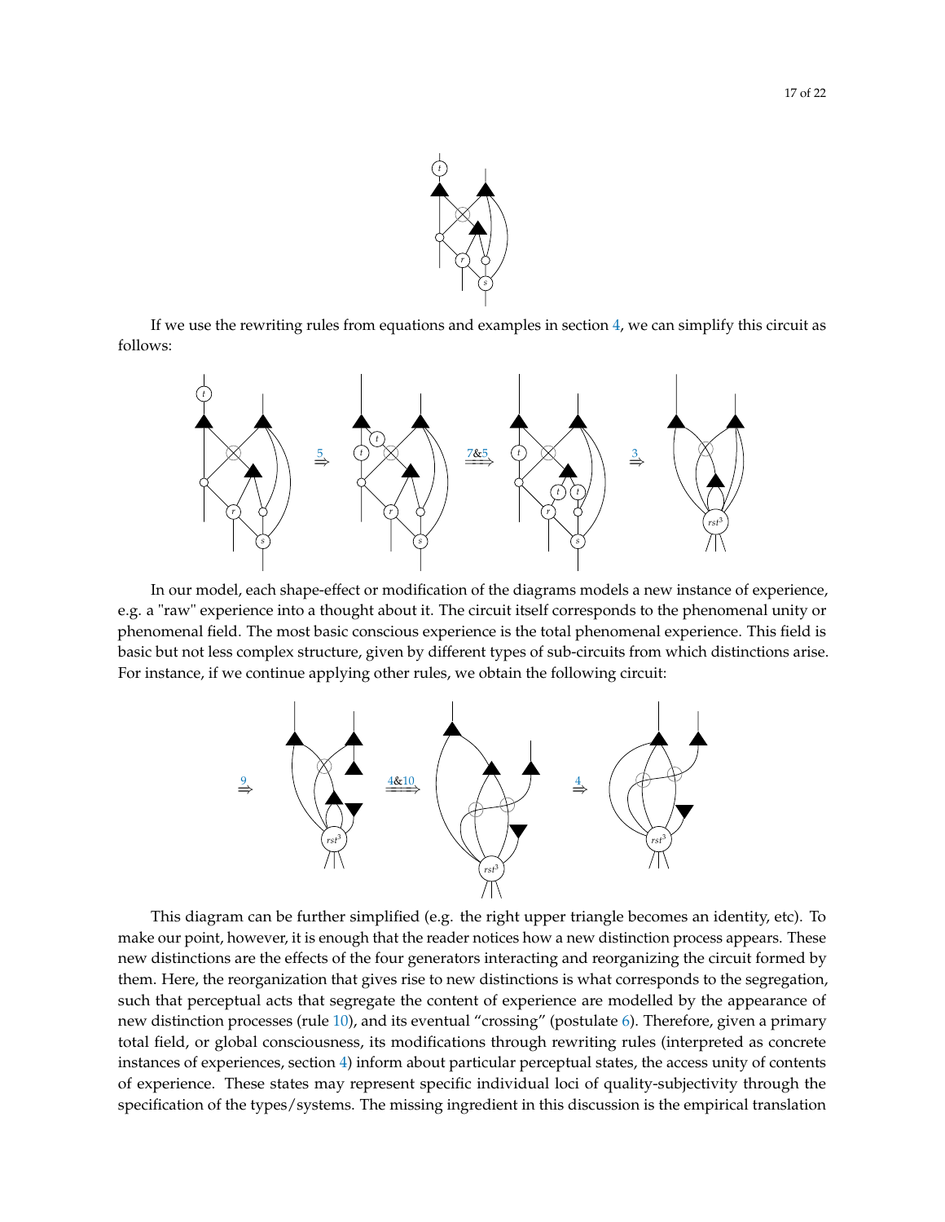If we use the rewriting rules from equations and examples in section 4, we can simplify this circuit as follows:

In our model, each shape-effect or modification of the diagrams models a new instance of experience, e.g. a "raw" experience into a thought about it. The circuit itself corresponds to the phenomenal unity or phenomenal field. The most basic conscious experience is the total phenomenal experience. This field is basic but not less complex structure, given by different types of sub-circuits from which distinctions arise. For instance, if we continue applying other rules, we obtain the following circuit:

This diagram can be further simplified (e.g. the right upper triangle becomes an identity, etc). To make our point, however, it is enough that the reader notices how a new distinction process appears. These new distinctions are the effects of the four generators interacting and reorganizing the circuit formed by them. Here, the reorganization that gives rise to new distinctions is what corresponds to the segregation, such that perceptual acts that segregate the content of experience are modelled by the appearance of new distinction processes (rule 10), and its eventual "crossing" (postulate 6). Therefore, given a primary total field, or global consciousness, its modifications through rewriting rules (interpreted as concrete instances of experiences, section 4) inform about particular perceptual states, the access unity of contents of experience. These states may represent specific individual loci of quality-subjectivity through the specification of the types/systems. The missing ingredient in this discussion is the empirical translation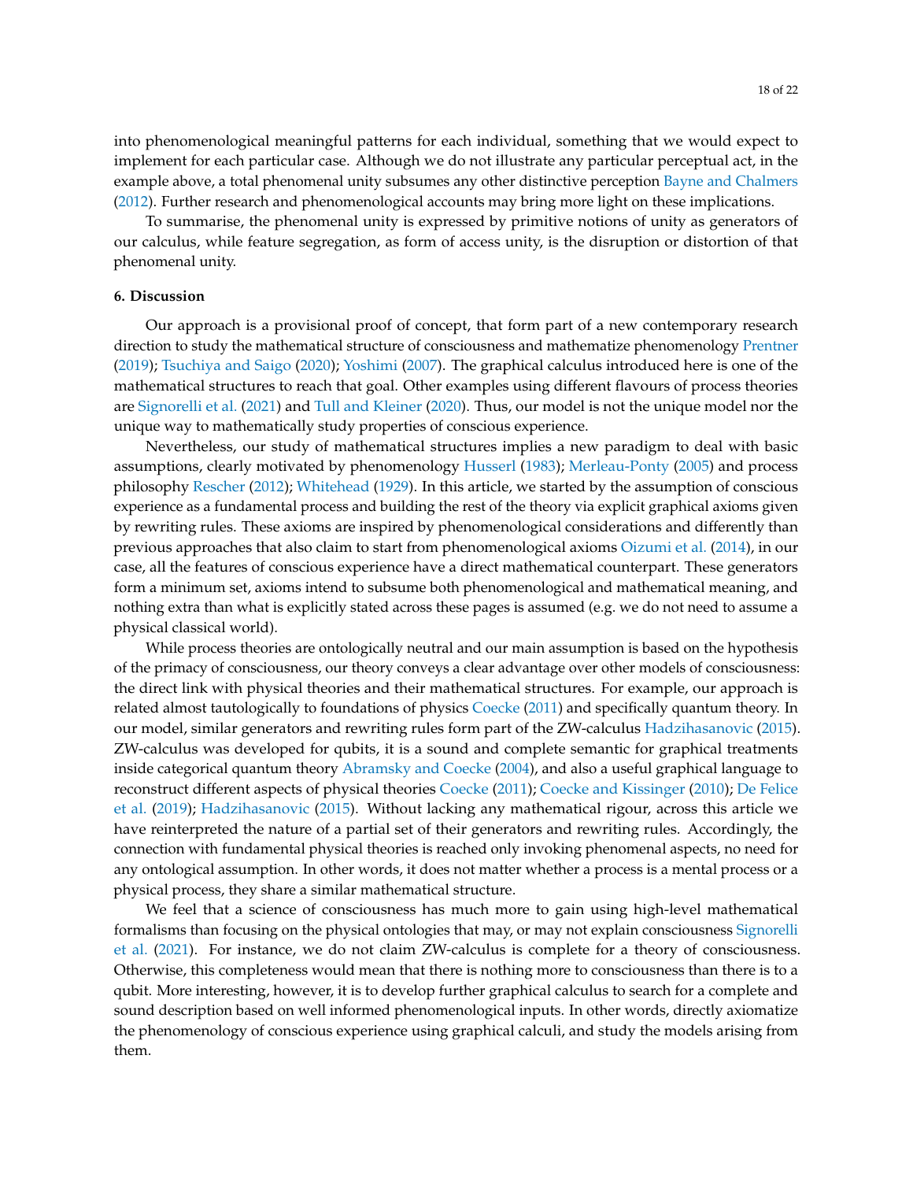into phenomenological meaningful patterns for each individual, something that we would expect to implement for each particular case. Although we do not illustrate any particular perceptual act, in the example above, a total phenomenal unity subsumes any other distinctive perception Bayne and Chalmers (2012). Further research and phenomenological accounts may bring more light on these implications.

To summarise, the phenomenal unity is expressed by primitive notions of unity as generators of our calculus, while feature segregation, as form of access unity, is the disruption or distortion of that phenomenal unity.

### 6. Discussion

Our approach is a provisional proof of concept, that form part of a new contemporary research direction to study the mathematical structure of consciousness and mathematize phenomenology Prentner (2019); Tsuchiya and Saigo (2020); Yoshimi (2007). The graphical calculus introduced here is one of the mathematical structures to reach that goal. Other examples using different flavours of process theories are Signorelli et al. (2021) and Tull and Kleiner (2020). Thus, our model is not the unique model nor the unique way to mathematically study properties of conscious experience.

Nevertheless, our study of mathematical structures implies a new paradigm to deal with basic assumptions, clearly motivated by phenomenology Husserl (1983); Merleau-Ponty (2005) and process philosophy Rescher (2012); Whitehead (1929). In this article, we started by the assumption of conscious experience as a fundamental process and building the rest of the theory via explicit graphical axioms given by rewriting rules. These axioms are inspired by phenomenological considerations and differently than previous approaches that also claim to start from phenomenological axioms Oizumi et al. (2014), in our case, all the features of conscious experience have a direct mathematical counterpart. These generators form a minimum set, axioms intend to subsume both phenomenological and mathematical meaning, and nothing extra than what is explicitly stated across these pages is assumed (e.g. we do not need to assume a physical classical world).

While process theories are ontologically neutral and our main assumption is based on the hypothesis of the primacy of consciousness, our theory conveys a clear advantage over other models of consciousness: the direct link with physical theories and their mathematical structures. For example, our approach is related almost tautologically to foundations of physics Coecke (2011) and specifically quantum theory. In our model, similar generators and rewriting rules form part of the ZW-calculus Hadzihasanovic (2015). ZW-calculus was developed for qubits, it is a sound and complete semantic for graphical treatments inside categorical quantum theory Abramsky and Coecke (2004), and also a useful graphical language to reconstruct different aspects of physical theories Coecke (2011); Coecke and Kissinger (2010); De Felice et al. (2019); Hadzihasanovic (2015). Without lacking any mathematical rigour, across this article we have reinterpreted the nature of a partial set of their generators and rewriting rules. Accordingly, the connection with fundamental physical theories is reached only invoking phenomenal aspects, no need for any ontological assumption. In other words, it does not matter whether a process is a mental process or a physical process, they share a similar mathematical structure.

We feel that a science of consciousness has much more to gain using high-level mathematical formalisms than focusing on the physical ontologies that may, or may not explain consciousness Signorelli et al. (2021). For instance, we do not claim ZW-calculus is complete for a theory of consciousness. Otherwise, this completeness would mean that there is nothing more to consciousness than there is to a qubit. More interesting, however, it is to develop further graphical calculus to search for a complete and sound description based on well informed phenomenological inputs. In other words, directly axiomatize the phenomenology of conscious experience using graphical calculi, and study the models arising from them.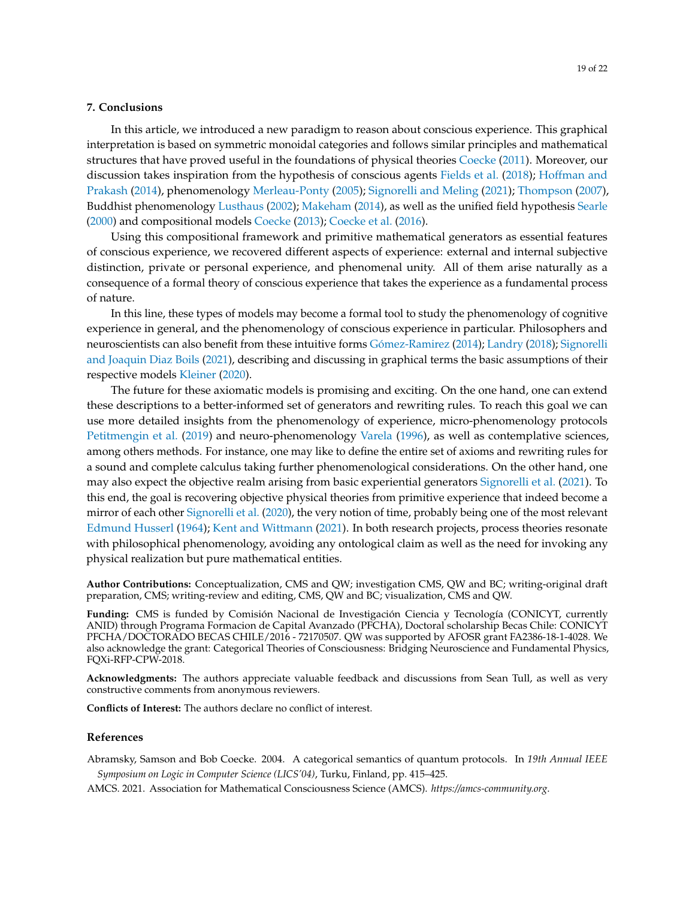## 7. Conclusions

In this article, we introduced a new paradigm to reason about conscious experience. This graphical interpretation is based on symmetric monoidal categories and follows similar principles and mathematical structures that have proved useful in the foundations of physical theories Coecke (2011). Moreover, our discussion takes inspiration from the hypothesis of conscious agents Fields et al. (2018); Hoffman and Prakash (2014), phenomenology Merleau-Ponty (2005); Signorelli and Meling (2021); Thompson (2007), Buddhist phenomenology Lusthaus (2002); Makeham (2014), as well as the unified field hypothesis Searle (2000) and compositional models Coecke (2013); Coecke et al. (2016).

Using this compositional framework and primitive mathematical generators as essential features of conscious experience, we recovered different aspects of experience: external and internal subjective distinction, private or personal experience, and phenomenal unity. All of them arise naturally as a consequence of a formal theory of conscious experience that takes the experience as a fundamental process of nature.

In this line, these types of models may become a formal tool to study the phenomenology of cognitive experience in general, and the phenomenology of conscious experience in particular. Philosophers and neuroscientists can also benefit from these intuitive forms Gómez-Ramirez (2014); Landry (2018); Signorelli and Joaquin Diaz Boils (2021), describing and discussing in graphical terms the basic assumptions of their respective models Kleiner (2020).

The future for these axiomatic models is promising and exciting. On the one hand, one can extend these descriptions to a better-informed set of generators and rewriting rules. To reach this goal we can use more detailed insights from the phenomenology of experience, micro-phenomenology protocols Petitmengin et al. (2019) and neuro-phenomenology Varela (1996), as well as contemplative sciences, among others methods. For instance, one may like to define the entire set of axioms and rewriting rules for a sound and complete calculus taking further phenomenological considerations. On the other hand, one may also expect the objective realm arising from basic experiential generators Signorelli et al. (2021). To this end, the goal is recovering objective physical theories from primitive experience that indeed become a mirror of each other Signorelli et al. (2020), the very notion of time, probably being one of the most relevant Edmund Husserl (1964); Kent and Wittmann (2021). In both research projects, process theories resonate with philosophical phenomenology, avoiding any ontological claim as well as the need for invoking any physical realization but pure mathematical entities.

**Author Contributions:** Conceptualization, CMS and QW; investigation CMS, QW and BC; writing-original draft preparation, CMS; writing-review and editing, CMS, QW and BC; visualization, CMS and QW.

**Funding:** CMS is funded by Comisión Nacional de Investigación Ciencia y Tecnología (CONICYT, currently ANID) through Programa Formacion de Capital Avanzado (PFCHA), Doctoral scholarship Becas Chile: CONICYT PFCHA/DOCTORADO BECAS CHILE/2016 - 72170507. QW was supported by AFOSR grant FA2386-18-1-4028. We also acknowledge the grant: Categorical Theories of Consciousness: Bridging Neuroscience and Fundamental Physics, FQXi-RFP-CPW-2018.

**Acknowledgments:** The authors appreciate valuable feedback and discussions from Sean Tull, as well as very constructive comments from anonymous reviewers.

**Conflicts of Interest:** The authors declare no conflict of interest.

## References

Abramsky, Samson and Bob Coecke. 2004. A categorical semantics of quantum protocols. In *19th Annual IEEE Symposium on Logic in Computer Science (LICS'04)*, Turku, Finland, pp. 415–425.

AMCS. 2021. Association for Mathematical Consciousness Science (AMCS). *https://amcs-community.org*.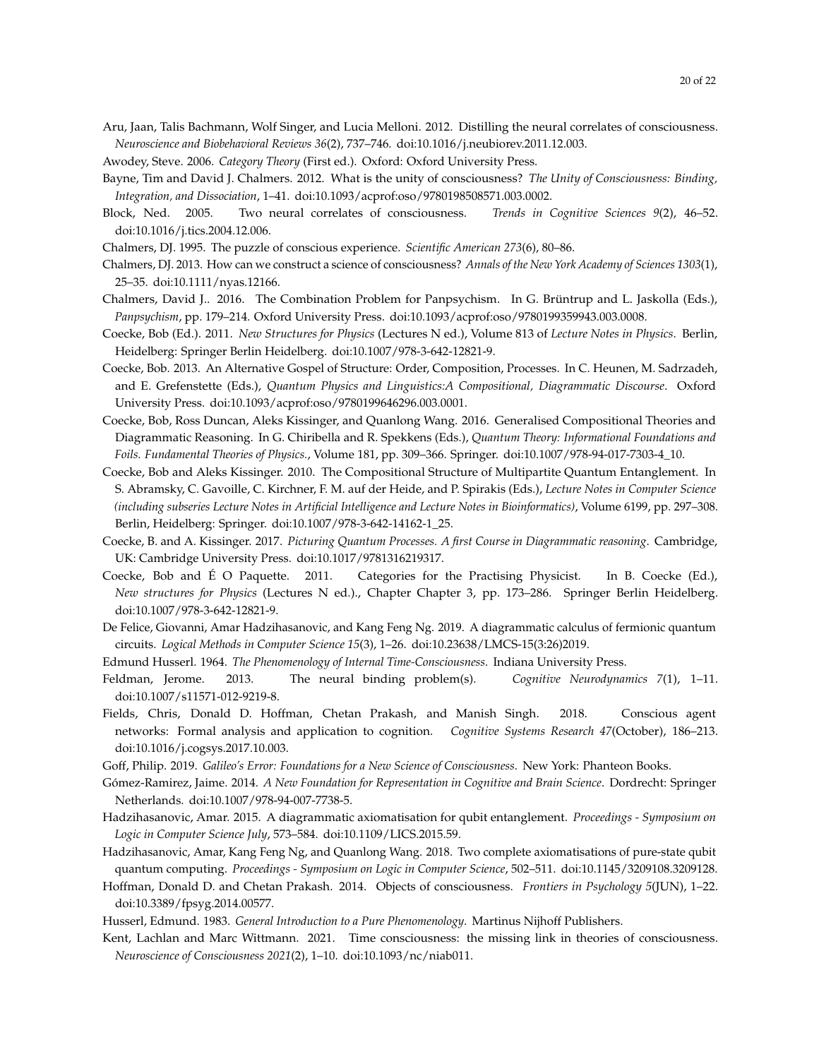Aru, Jaan, Talis Bachmann, Wolf Singer, and Lucia Melloni. 2012. Distilling the neural correlates of consciousness. *Neuroscience and Biobehavioral Reviews 36*(2), 737–746. doi:10.1016/j.neubiorev.2011.12.003.

Awodey, Steve. 2006. *Category Theory* (First ed.). Oxford: Oxford University Press.

Bayne, Tim and David J. Chalmers. 2012. What is the unity of consciousness? *The Unity of Consciousness: Binding, Integration, and Dissociation*, 1–41. doi:10.1093/acprof:oso/9780198508571.003.0002.

Block, Ned. 2005. Two neural correlates of consciousness. *Trends in Cognitive Sciences 9*(2), 46–52. doi:10.1016/j.tics.2004.12.006.

Chalmers, DJ. 1995. The puzzle of conscious experience. *Scientific American 273*(6), 80–86.

Chalmers, DJ. 2013. How can we construct a science of consciousness? *Annals of the New York Academy of Sciences 1303*(1), 25–35. doi:10.1111/nyas.12166.

Chalmers, David J.. 2016. The Combination Problem for Panpsychism. In G. Brüntrup and L. Jaskolla (Eds.), *Panpsychism*, pp. 179–214. Oxford University Press. doi:10.1093/acprof:oso/9780199359943.003.0008.

Coecke, Bob (Ed.). 2011. *New Structures for Physics* (Lectures N ed.), Volume 813 of *Lecture Notes in Physics*. Berlin, Heidelberg: Springer Berlin Heidelberg. doi:10.1007/978-3-642-12821-9.

Coecke, Bob. 2013. An Alternative Gospel of Structure: Order, Composition, Processes. In C. Heunen, M. Sadrzadeh, and E. Grefenstette (Eds.), *Quantum Physics and Linguistics:A Compositional, Diagrammatic Discourse*. Oxford University Press. doi:10.1093/acprof:oso/9780199646296.003.0001.

Coecke, Bob, Ross Duncan, Aleks Kissinger, and Quanlong Wang. 2016. Generalised Compositional Theories and Diagrammatic Reasoning. In G. Chiribella and R. Spekkens (Eds.), *Quantum Theory: Informational Foundations and Foils. Fundamental Theories of Physics.*, Volume 181, pp. 309–366. Springer. doi:10.1007/978-94-017-7303-4_10.

Coecke, Bob and Aleks Kissinger. 2010. The Compositional Structure of Multipartite Quantum Entanglement. In S. Abramsky, C. Gavoille, C. Kirchner, F. M. auf der Heide, and P. Spirakis (Eds.), *Lecture Notes in Computer Science (including subseries Lecture Notes in Artificial Intelligence and Lecture Notes in Bioinformatics)*, Volume 6199, pp. 297–308. Berlin, Heidelberg: Springer. doi:10.1007/978-3-642-14162-1_25.

Coecke, B. and A. Kissinger. 2017. *Picturing Quantum Processes. A first Course in Diagrammatic reasoning*. Cambridge, UK: Cambridge University Press. doi:10.1017/9781316219317.

Coecke, Bob and É O Paquette. 2011. Categories for the Practising Physicist. In B. Coecke (Ed.), *New structures for Physics* (Lectures N ed.)., Chapter Chapter 3, pp. 173–286. Springer Berlin Heidelberg. doi:10.1007/978-3-642-12821-9.

De Felice, Giovanni, Amar Hadzihasanovic, and Kang Feng Ng. 2019. A diagrammatic calculus of fermionic quantum circuits. *Logical Methods in Computer Science 15*(3), 1–26. doi:10.23638/LMCS-15(3:26)2019.

Edmund Husserl. 1964. *The Phenomenology of Internal Time-Consciousness*. Indiana University Press.

Feldman, Jerome. 2013. The neural binding problem(s). *Cognitive Neurodynamics 7*(1), 1–11. doi:10.1007/s11571-012-9219-8.

Fields, Chris, Donald D. Hoffman, Chetan Prakash, and Manish Singh. 2018. Conscious agent networks: Formal analysis and application to cognition. *Cognitive Systems Research 47*(October), 186–213. doi:10.1016/j.cogsys.2017.10.003.

Goff, Philip. 2019. *Galileo's Error: Foundations for a New Science of Consciousness*. New York: Phanteon Books.

Gómez-Ramirez, Jaime. 2014. *A New Foundation for Representation in Cognitive and Brain Science*. Dordrecht: Springer Netherlands. doi:10.1007/978-94-007-7738-5.

Hadzihasanovic, Amar. 2015. A diagrammatic axiomatisation for qubit entanglement. *Proceedings - Symposium on Logic in Computer Science July*, 573–584. doi:10.1109/LICS.2015.59.

Hadzihasanovic, Amar, Kang Feng Ng, and Quanlong Wang. 2018. Two complete axiomatisations of pure-state qubit quantum computing. *Proceedings - Symposium on Logic in Computer Science*, 502–511. doi:10.1145/3209108.3209128.

Hoffman, Donald D. and Chetan Prakash. 2014. Objects of consciousness. *Frontiers in Psychology 5*(JUN), 1–22. doi:10.3389/fpsyg.2014.00577.

Husserl, Edmund. 1983. *General Introduction to a Pure Phenomenology*. Martinus Nijhoff Publishers.

Kent, Lachlan and Marc Wittmann. 2021. Time consciousness: the missing link in theories of consciousness. *Neuroscience of Consciousness 2021*(2), 1–10. doi:10.1093/nc/niab011.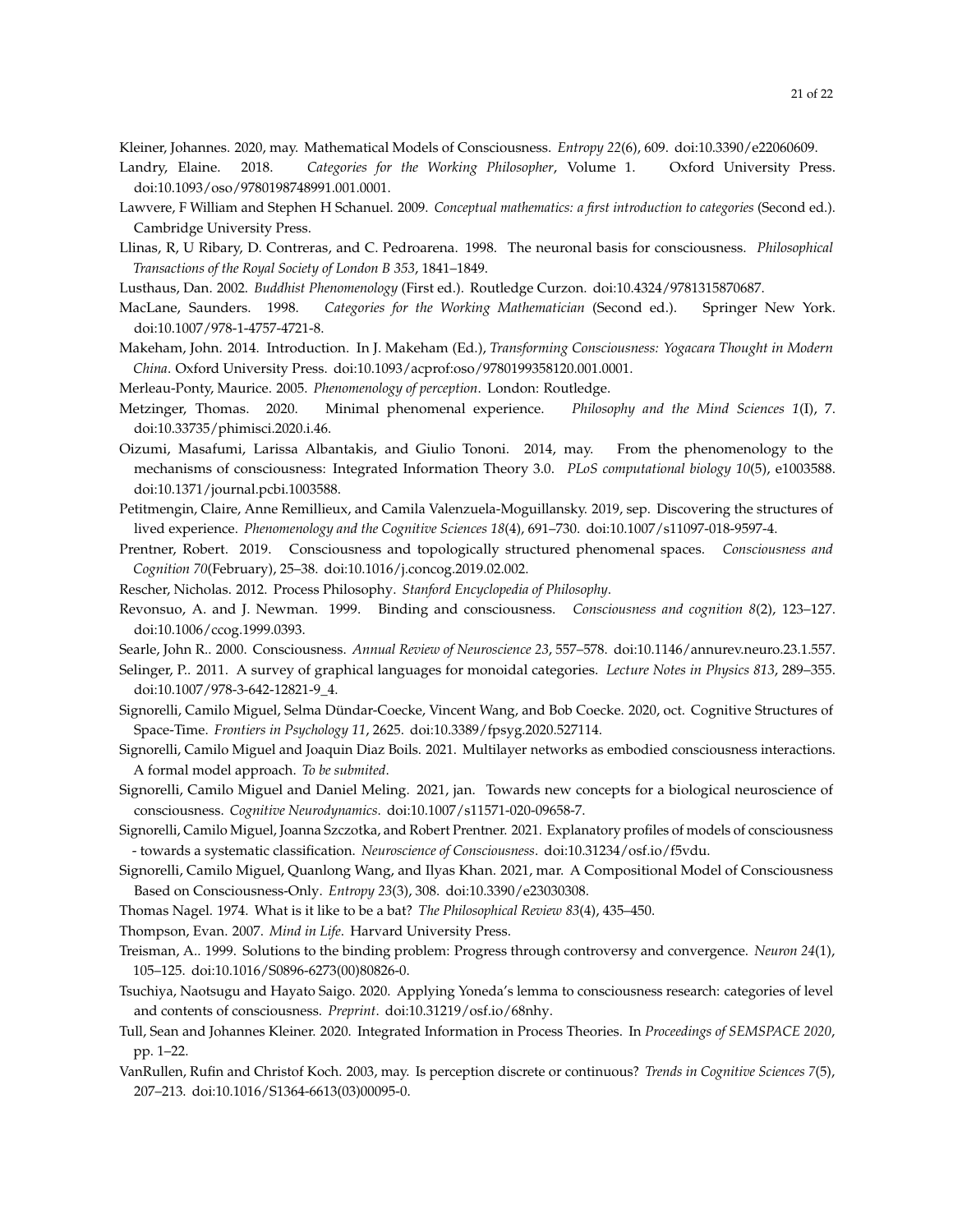Kleiner, Johannes. 2020, may. Mathematical Models of Consciousness. *Entropy 22*(6), 609. doi:10.3390/e22060609.

Landry, Elaine. 2018. *Categories for the Working Philosopher*, Volume 1. Oxford University Press. doi:10.1093/oso/9780198748991.001.0001.

Lawvere, F William and Stephen H Schanuel. 2009. *Conceptual mathematics: a first introduction to categories* (Second ed.). Cambridge University Press.

Llinas, R, U Ribary, D. Contreras, and C. Pedroarena. 1998. The neuronal basis for consciousness. *Philosophical Transactions of the Royal Society of London B 353*, 1841–1849.

Lusthaus, Dan. 2002. *Buddhist Phenomenology* (First ed.). Routledge Curzon. doi:10.4324/9781315870687.

MacLane, Saunders. 1998. *Categories for the Working Mathematician* (Second ed.). Springer New York. doi:10.1007/978-1-4757-4721-8.

Makeham, John. 2014. Introduction. In J. Makeham (Ed.), *Transforming Consciousness: Yogacara Thought in Modern China*. Oxford University Press. doi:10.1093/acprof:oso/9780199358120.001.0001.

Merleau-Ponty, Maurice. 2005. *Phenomenology of perception*. London: Routledge.

Metzinger, Thomas. 2020. Minimal phenomenal experience. *Philosophy and the Mind Sciences 1*(I), 7. doi:10.33735/phimisci.2020.i.46.

Oizumi, Masafumi, Larissa Albantakis, and Giulio Tononi. 2014, may. From the phenomenology to the mechanisms of consciousness: Integrated Information Theory 3.0. *PLoS computational biology 10*(5), e1003588. doi:10.1371/journal.pcbi.1003588.

Petitmengin, Claire, Anne Remillieux, and Camila Valenzuela-Moguillansky. 2019, sep. Discovering the structures of lived experience. *Phenomenology and the Cognitive Sciences 18*(4), 691–730. doi:10.1007/s11097-018-9597-4.

Prentner, Robert. 2019. Consciousness and topologically structured phenomenal spaces. *Consciousness and Cognition 70*(February), 25–38. doi:10.1016/j.concog.2019.02.002.

Rescher, Nicholas. 2012. Process Philosophy. *Stanford Encyclopedia of Philosophy*.

Revonsuo, A. and J. Newman. 1999. Binding and consciousness. *Consciousness and cognition 8*(2), 123–127. doi:10.1006/ccog.1999.0393.

Searle, John R.. 2000. Consciousness. *Annual Review of Neuroscience 23*, 557–578. doi:10.1146/annurev.neuro.23.1.557.

Selinger, P.. 2011. A survey of graphical languages for monoidal categories. *Lecture Notes in Physics 813*, 289–355. doi:10.1007/978-3-642-12821-9_4.

Signorelli, Camilo Miguel, Selma Dündar-Coecke, Vincent Wang, and Bob Coecke. 2020, oct. Cognitive Structures of Space-Time. *Frontiers in Psychology 11*, 2625. doi:10.3389/fpsyg.2020.527114.

Signorelli, Camilo Miguel and Joaquin Diaz Boils. 2021. Multilayer networks as embodied consciousness interactions. A formal model approach. *To be submited*.

Signorelli, Camilo Miguel and Daniel Meling. 2021, jan. Towards new concepts for a biological neuroscience of consciousness. *Cognitive Neurodynamics*. doi:10.1007/s11571-020-09658-7.

Signorelli, Camilo Miguel, Joanna Szczotka, and Robert Prentner. 2021. Explanatory profiles of models of consciousness - towards a systematic classification. *Neuroscience of Consciousness*. doi:10.31234/osf.io/f5vdu.

Signorelli, Camilo Miguel, Quanlong Wang, and Ilyas Khan. 2021, mar. A Compositional Model of Consciousness Based on Consciousness-Only. *Entropy 23*(3), 308. doi:10.3390/e23030308.

Thomas Nagel. 1974. What is it like to be a bat? *The Philosophical Review 83*(4), 435–450.

Thompson, Evan. 2007. *Mind in Life*. Harvard University Press.

Treisman, A.. 1999. Solutions to the binding problem: Progress through controversy and convergence. *Neuron 24*(1), 105–125. doi:10.1016/S0896-6273(00)80826-0.

Tsuchiya, Naotsugu and Hayato Saigo. 2020. Applying Yoneda's lemma to consciousness research: categories of level and contents of consciousness. *Preprint*. doi:10.31219/osf.io/68nhy.

Tull, Sean and Johannes Kleiner. 2020. Integrated Information in Process Theories. In *Proceedings of SEMSPACE 2020*, pp. 1–22.

VanRullen, Rufin and Christof Koch. 2003, may. Is perception discrete or continuous? *Trends in Cognitive Sciences 7*(5), 207–213. doi:10.1016/S1364-6613(03)00095-0.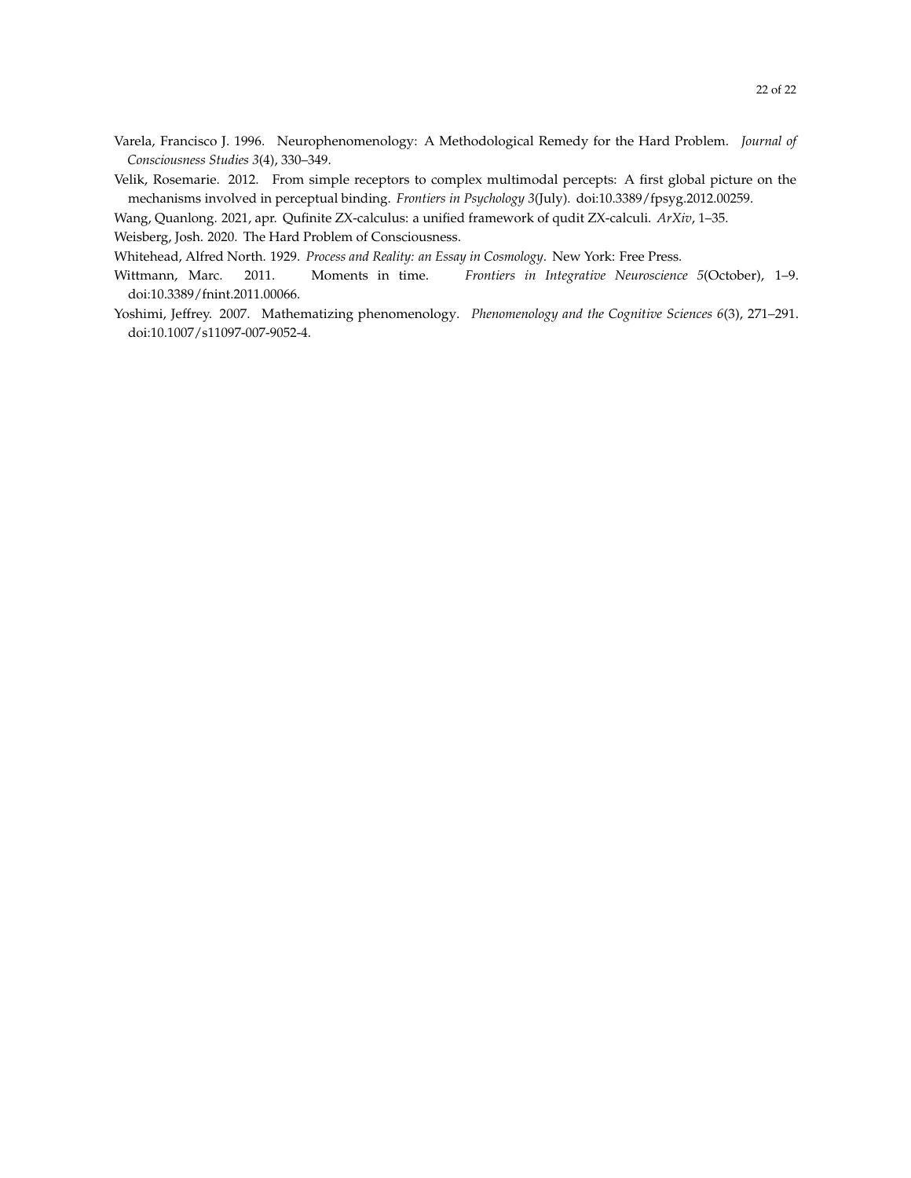Varela, Francisco J. 1996. Neurophenomenology: A Methodological Remedy for the Hard Problem. *Journal of Consciousness Studies 3*(4), 330–349.

Velik, Rosemarie. 2012. From simple receptors to complex multimodal percepts: A first global picture on the mechanisms involved in perceptual binding. *Frontiers in Psychology 3*(July). doi:10.3389/fpsyg.2012.00259.

Wang, Quanlong. 2021, apr. Qufinite ZX-calculus: a unified framework of qudit ZX-calculi. *ArXiv*, 1–35.

Weisberg, Josh. 2020. The Hard Problem of Consciousness.

Whitehead, Alfred North. 1929. *Process and Reality: an Essay in Cosmology*. New York: Free Press.

Wittmann, Marc. 2011. Moments in time. *Frontiers in Integrative Neuroscience 5*(October), 1–9. doi:10.3389/fnint.2011.00066.

Yoshimi, Jeffrey. 2007. Mathematizing phenomenology. *Phenomenology and the Cognitive Sciences 6*(3), 271–291. doi:10.1007/s11097-007-9052-4.